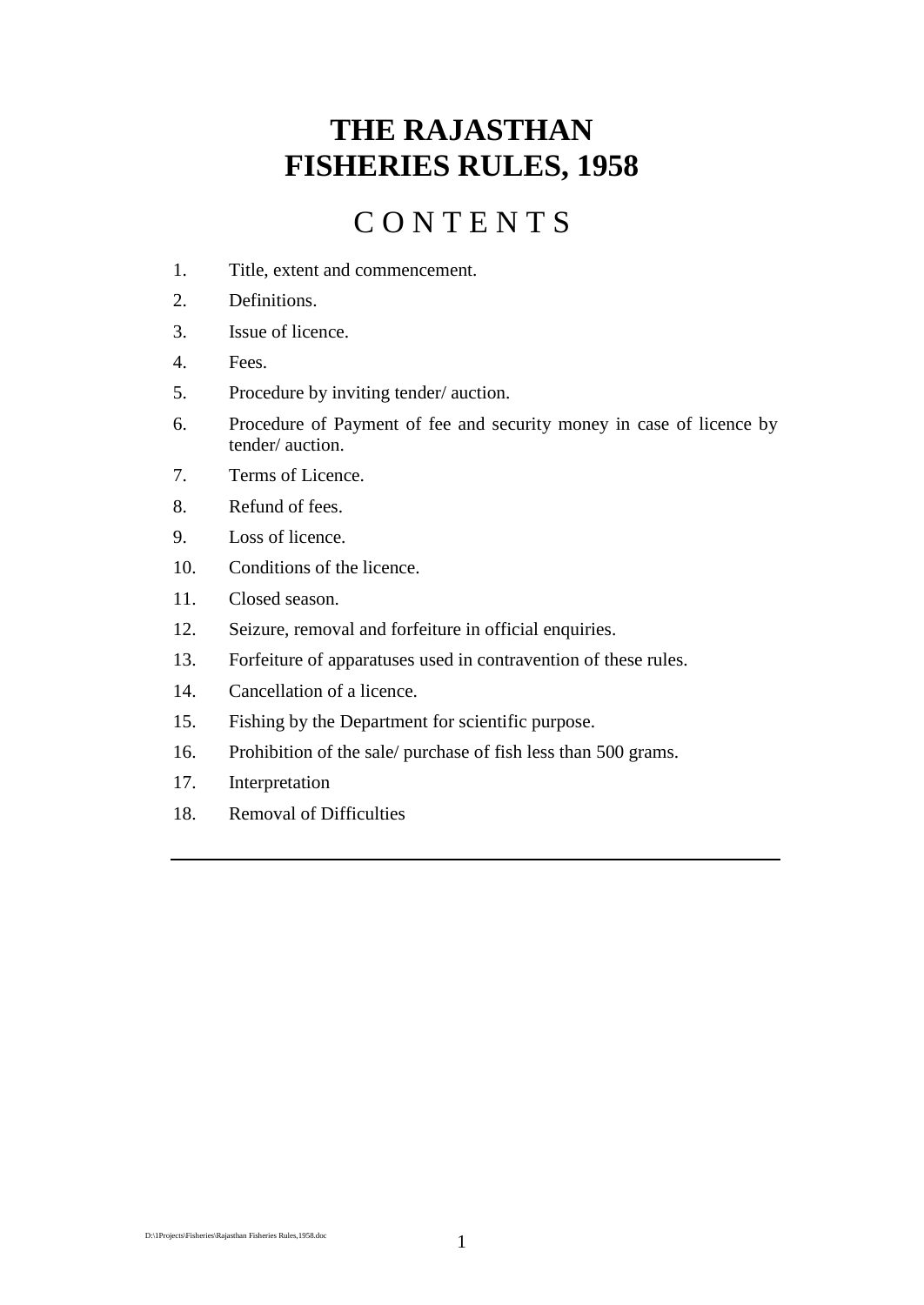# THE RAJASTHAN FISHERIES RULES, 1958

## C O N T E N T S

1. Title, extent and commencement.
2. Definitions.
3. Issue of licence.
4. Fees.
5. Procedure by inviting tender/ auction.
6. Procedure of Payment of fee and security money in case of licence by tender/ auction.
7. Terms of Licence.
8. Refund of fees.
9. Loss of licence.
10. Conditions of the licence.
11. Closed season.
12. Seizure, removal and forfeiture in official enquiries.
13. Forfeiture of apparatuses used in contravention of these rules.
14. Cancellation of a licence.
15. Fishing by the Department for scientific purpose.
16. Prohibition of the sale/ purchase of fish less than 500 grams.
17. Interpretation
18. Removal of Difficulties

---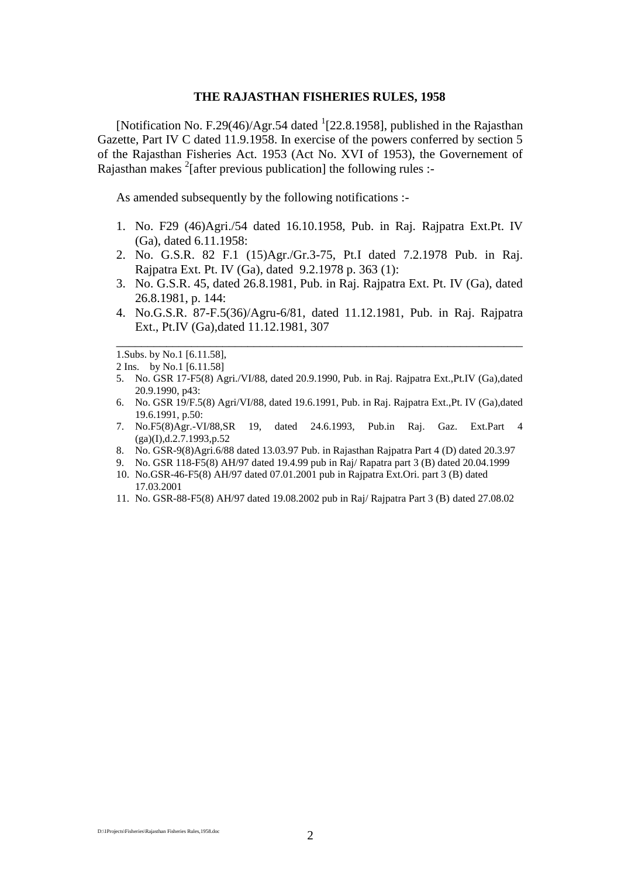**THE RAJASTHAN FISHERIES RULES, 1958**

[Notification No. F.29(46)/Agr.54 dated [1][22.8.1958], published in the Rajasthan Gazette, Part IV C dated 11.9.1958. In exercise of the powers conferred by section 5 of the Rajasthan Fisheries Act. 1953 (Act No. XVI of 1953), the Governement of Rajasthan makes [2][after previous publication] the following rules :-

As amended subsequently by the following notifications :-

1. No. F29 (46)Agri./54 dated 16.10.1958, Pub. in Raj. Rajpatra Ext.Pt. IV (Ga), dated 6.11.1958:
2. No. G.S.R. 82 F.1 (15)Agr./Gr.3-75, Pt.I dated 7.2.1978 Pub. in Raj. Rajpatra Ext. Pt. IV (Ga), dated 9.2.1978 p. 363 (1):
3. No. G.S.R. 45, dated 26.8.1981, Pub. in Raj. Rajpatra Ext. Pt. IV (Ga), dated 26.8.1981, p. 144:
4. No.G.S.R. 87-F.5(36)/Agru-6/81, dated 11.12.1981, Pub. in Raj. Rajpatra Ext., Pt.IV (Ga),dated 11.12.1981, 307

---

1.Subs. by No.1 [6.11.58],

2 Ins. by No.1 [6.11.58]

5. No. GSR 17-F5(8) Agri./VI/88, dated 20.9.1990, Pub. in Raj. Rajpatra Ext.,Pt.IV (Ga),dated 20.9.1990, p43:
6. No. GSR 19/F.5(8) Agri/VI/88, dated 19.6.1991, Pub. in Raj. Rajpatra Ext.,Pt. IV (Ga),dated 19.6.1991, p.50:
7. No.F5(8)Agr.-VI/88,SR 19, dated 24.6.1993, Pub.in Raj. Gaz. Ext.Part 4 (ga)(I),d.2.7.1993,p.52
8. No. GSR-9(8)Agri.6/88 dated 13.03.97 Pub. in Rajasthan Rajpatra Part 4 (D) dated 20.3.97
9. No. GSR 118-F5(8) AH/97 dated 19.4.99 pub in Raj/ Rapatra part 3 (B) dated 20.04.1999
10. No.GSR-46-F5(8) AH/97 dated 07.01.2001 pub in Rajpatra Ext.Ori. part 3 (B) dated 17.03.2001
11. No. GSR-88-F5(8) AH/97 dated 19.08.2002 pub in Raj/ Rajpatra Part 3 (B) dated 27.08.02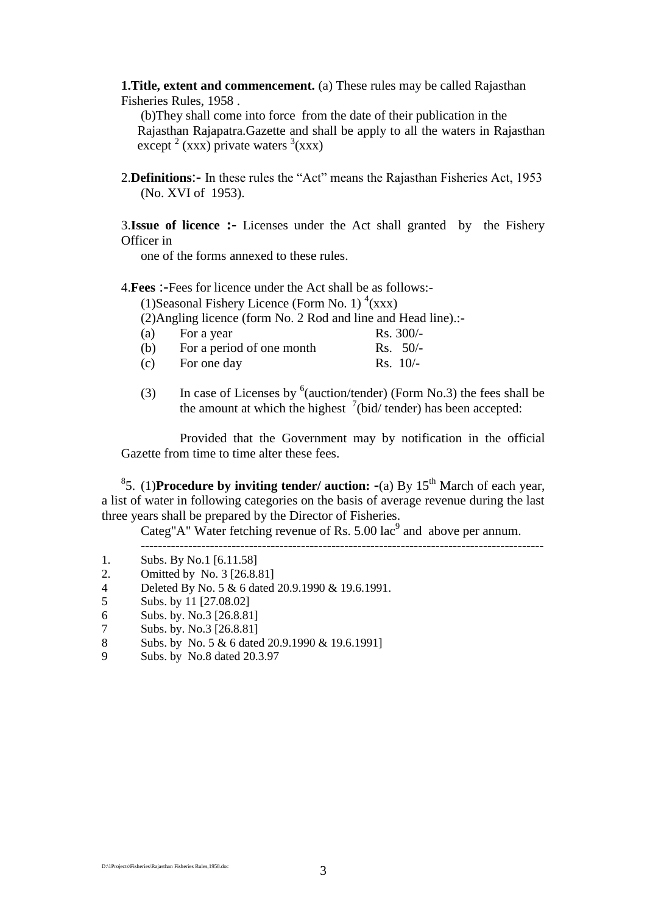**1.Title, extent and commencement.** (a) These rules may be called Rajasthan Fisheries Rules, 1958 .

(b)They shall come into force from the date of their publication in the Rajasthan Rajapatra.Gazette and shall be apply to all the waters in Rajasthan except [2] (xxx) private waters [3](xxx)

2.**Definitions**:- In these rules the "Act" means the Rajasthan Fisheries Act, 1953 (No. XVI of 1953).

3.**Issue of licence :-** Licenses under the Act shall granted by the Fishery Officer in one of the forms annexed to these rules.

4.**Fees** :-Fees for licence under the Act shall be as follows:-

(1)Seasonal Fishery Licence (Form No. 1) [4](xxx)

(2)Angling licence (form No. 2 Rod and line and Head line).:-

| | | |
|---|---|---|
| (a) | For a year | Rs. 300/- |
| (b) | For a period of one month | Rs. 50/- |
| (c) | For one day | Rs. 10/- |

(3) In case of Licenses by [6](auction/tender) (Form No.3) the fees shall be the amount at which the highest [7](bid/ tender) has been accepted:

Provided that the Government may by notification in the official Gazette from time to time alter these fees.

[8]5. (1)**Procedure by inviting tender/ auction: -**(a) By 15th March of each year, a list of water in following categories on the basis of average revenue during the last three years shall be prepared by the Director of Fisheries.

Categ"A" Water fetching revenue of Rs. 5.00 lac[9] and above per annum.

---

1. Subs. By No.1 [6.11.58]
2. Omitted by No. 3 [26.8.81]
4 Deleted By No. 5 & 6 dated 20.9.1990 & 19.6.1991.
5 Subs. by 11 [27.08.02]
6 Subs. by. No.3 [26.8.81]
7 Subs. by. No.3 [26.8.81]
8 Subs. by No. 5 & 6 dated 20.9.1990 & 19.6.1991]
9 Subs. by No.8 dated 20.3.97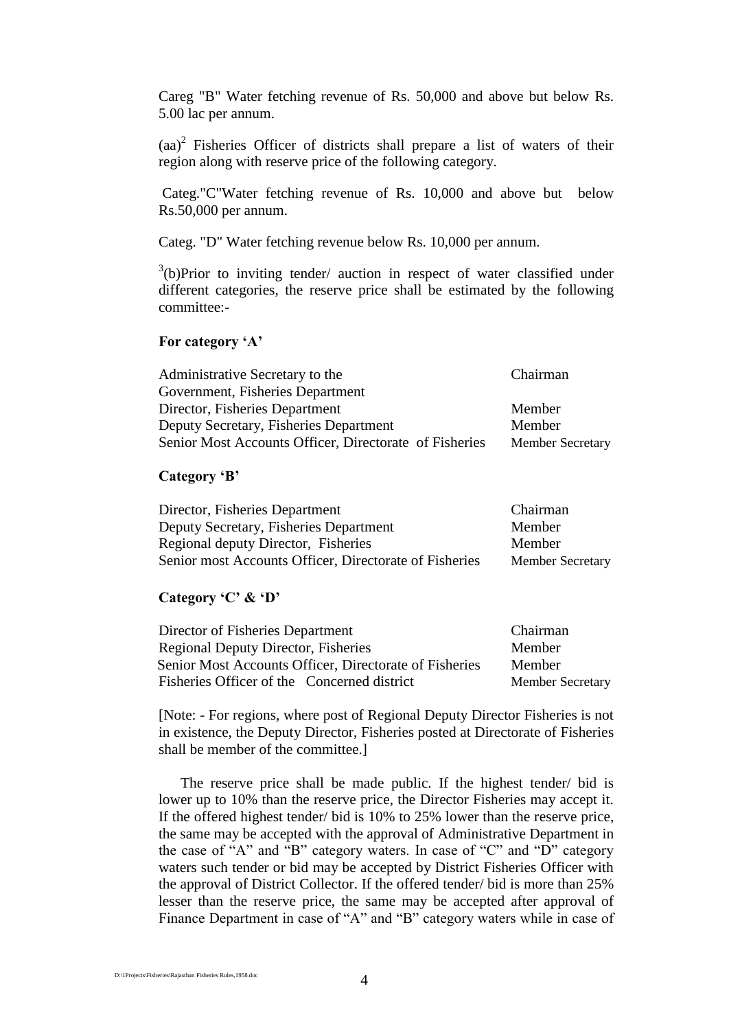Careg "B" Water fetching revenue of Rs. 50,000 and above but below Rs. 5.00 lac per annum.

(aa)[2] Fisheries Officer of districts shall prepare a list of waters of their region along with reserve price of the following category.

Categ."C"Water fetching revenue of Rs. 10,000 and above but below Rs.50,000 per annum.

Categ. "D" Water fetching revenue below Rs. 10,000 per annum.

[3](b)Prior to inviting tender/ auction in respect of water classified under different categories, the reserve price shall be estimated by the following committee:-

**For category 'A'**

| | |
|---|---|
| Administrative Secretary to the Government, Fisheries Department | Chairman |
| Director, Fisheries Department | Member |
| Deputy Secretary, Fisheries Department | Member |
| Senior Most Accounts Officer, Directorate of Fisheries | Member Secretary |

**Category 'B'**

| | |
|---|---|
| Director, Fisheries Department | Chairman |
| Deputy Secretary, Fisheries Department | Member |
| Regional deputy Director, Fisheries | Member |
| Senior most Accounts Officer, Directorate of Fisheries | Member Secretary |

**Category 'C' & 'D'**

| | |
|---|---|
| Director of Fisheries Department | Chairman |
| Regional Deputy Director, Fisheries | Member |
| Senior Most Accounts Officer, Directorate of Fisheries | Member |
| Fisheries Officer of the Concerned district | Member Secretary |

[Note: - For regions, where post of Regional Deputy Director Fisheries is not in existence, the Deputy Director, Fisheries posted at Directorate of Fisheries shall be member of the committee.]

The reserve price shall be made public. If the highest tender/ bid is lower up to 10% than the reserve price, the Director Fisheries may accept it. If the offered highest tender/ bid is 10% to 25% lower than the reserve price, the same may be accepted with the approval of Administrative Department in the case of "A" and "B" category waters. In case of "C" and "D" category waters such tender or bid may be accepted by District Fisheries Officer with the approval of District Collector. If the offered tender/ bid is more than 25% lesser than the reserve price, the same may be accepted after approval of Finance Department in case of "A" and "B" category waters while in case of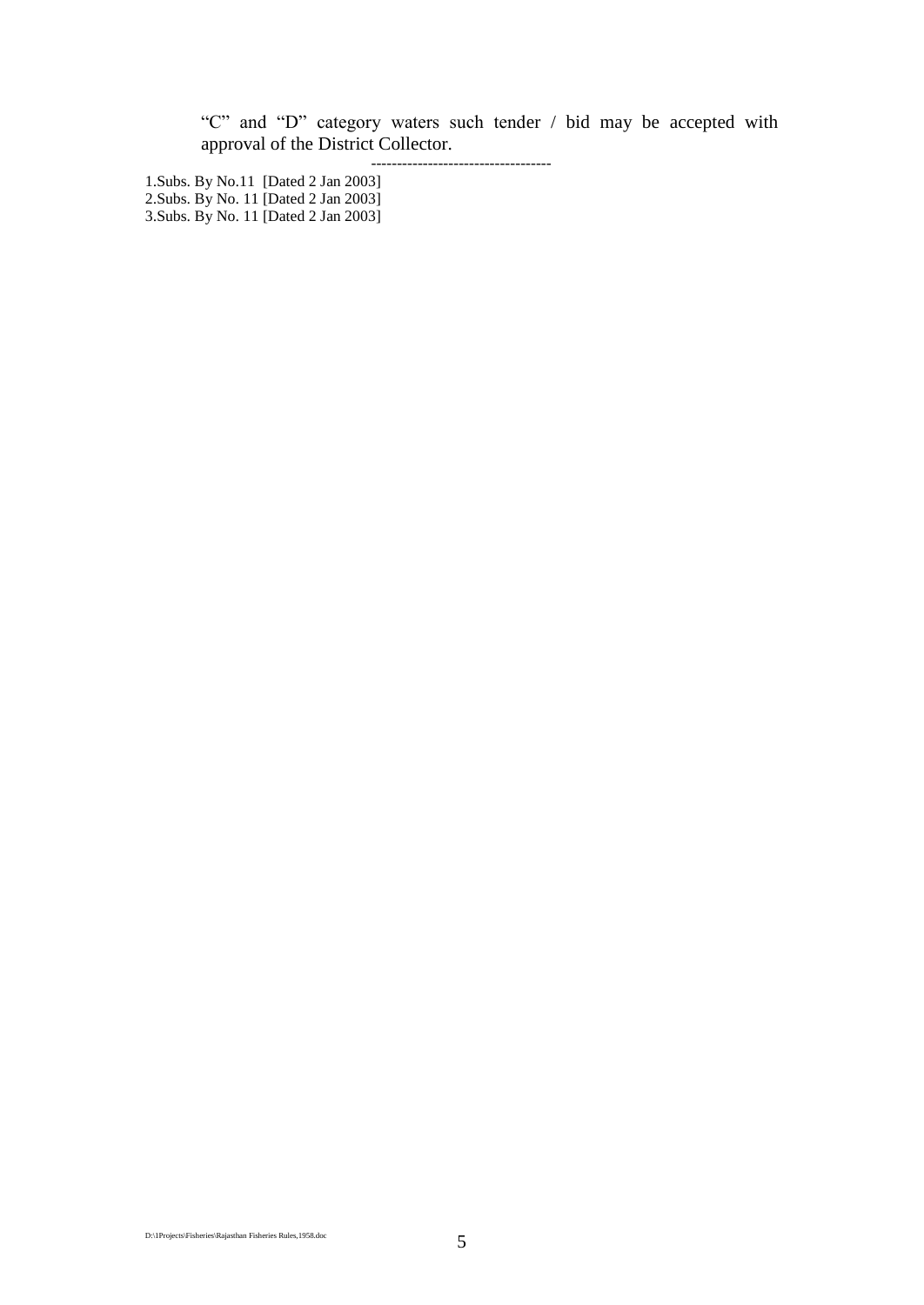"C" and "D" category waters such tender / bid may be accepted with approval of the District Collector.

-----------------------------------

1.Subs. By No.11 [Dated 2 Jan 2003]
2.Subs. By No. 11 [Dated 2 Jan 2003]
3.Subs. By No. 11 [Dated 2 Jan 2003]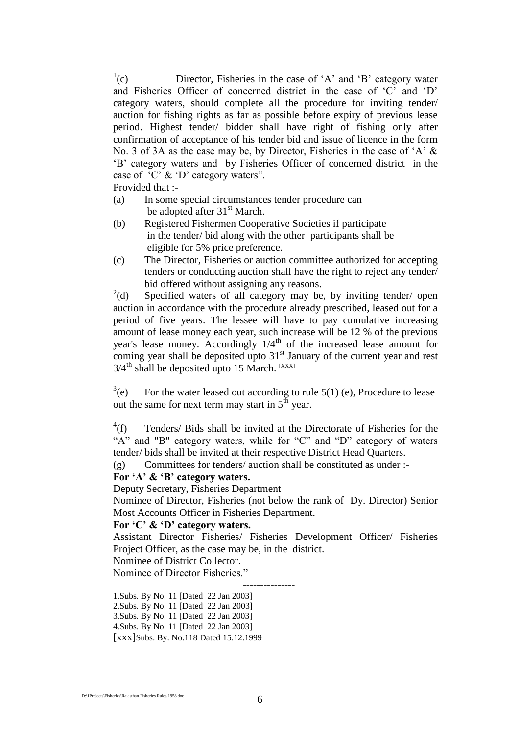[1](c) Director, Fisheries in the case of 'A' and 'B' category water and Fisheries Officer of concerned district in the case of 'C' and 'D' category waters, should complete all the procedure for inviting tender/ auction for fishing rights as far as possible before expiry of previous lease period. Highest tender/ bidder shall have right of fishing only after confirmation of acceptance of his tender bid and issue of licence in the form No. 3 of 3A as the case may be, by Director, Fisheries in the case of 'A' & 'B' category waters and by Fisheries Officer of concerned district in the case of 'C' & 'D' category waters".

Provided that :-

(a) In some special circumstances tender procedure can be adopted after 31st March.

(b) Registered Fishermen Cooperative Societies if participate in the tender/ bid along with the other participants shall be eligible for 5% price preference.

(c) The Director, Fisheries or auction committee authorized for accepting tenders or conducting auction shall have the right to reject any tender/ bid offered without assigning any reasons.

[2](d) Specified waters of all category may be, by inviting tender/ open auction in accordance with the procedure already prescribed, leased out for a period of five years. The lessee will have to pay cumulative increasing amount of lease money each year, such increase will be 12 % of the previous year's lease money. Accordingly 1/4th of the increased lease amount for coming year shall be deposited upto 31st January of the current year and rest 3/4th shall be deposited upto 15 March. [XXX]

[3](e) For the water leased out according to rule 5(1) (e), Procedure to lease out the same for next term may start in 5th year.

[4](f) Tenders/ Bids shall be invited at the Directorate of Fisheries for the "A" and "B" category waters, while for "C" and "D" category of waters tender/ bids shall be invited at their respective District Head Quarters.

(g) Committees for tenders/ auction shall be constituted as under :-

**For 'A' & 'B' category waters.**

Deputy Secretary, Fisheries Department

Nominee of Director, Fisheries (not below the rank of Dy. Director) Senior Most Accounts Officer in Fisheries Department.

**For 'C' & 'D' category waters.**

Assistant Director Fisheries/ Fisheries Development Officer/ Fisheries Project Officer, as the case may be, in the district.

Nominee of District Collector.

Nominee of Director Fisheries."

---

1.Subs. By No. 11 [Dated 22 Jan 2003]

2.Subs. By No. 11 [Dated 22 Jan 2003]

3.Subs. By No. 11 [Dated 22 Jan 2003]

4.Subs. By No. 11 [Dated 22 Jan 2003]

[xxx]Subs. By. No.118 Dated 15.12.1999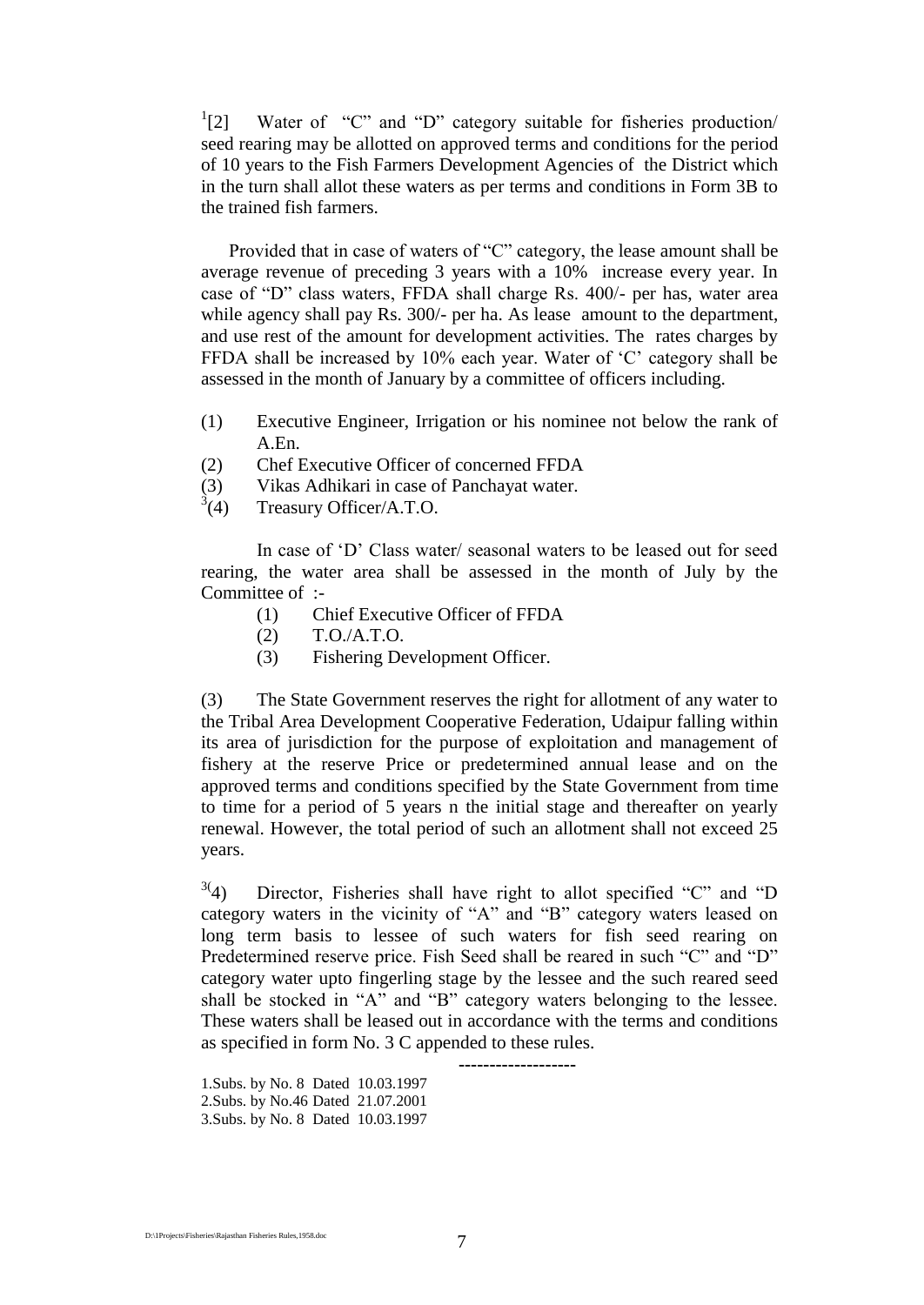[1][2] Water of "C" and "D" category suitable for fisheries production/ seed rearing may be allotted on approved terms and conditions for the period of 10 years to the Fish Farmers Development Agencies of the District which in the turn shall allot these waters as per terms and conditions in Form 3B to the trained fish farmers.

Provided that in case of waters of "C" category, the lease amount shall be average revenue of preceding 3 years with a 10% increase every year. In case of "D" class waters, FFDA shall charge Rs. 400/- per has, water area while agency shall pay Rs. 300/- per ha. As lease amount to the department, and use rest of the amount for development activities. The rates charges by FFDA shall be increased by 10% each year. Water of 'C' category shall be assessed in the month of January by a committee of officers including.

(1) Executive Engineer, Irrigation or his nominee not below the rank of A.En.
(2) Chef Executive Officer of concerned FFDA
(3) Vikas Adhikari in case of Panchayat water.
[3](4) Treasury Officer/A.T.O.

In case of 'D' Class water/ seasonal waters to be leased out for seed rearing, the water area shall be assessed in the month of July by the Committee of :-

(1) Chief Executive Officer of FFDA
(2) T.O./A.T.O.
(3) Fishering Development Officer.

(3) The State Government reserves the right for allotment of any water to the Tribal Area Development Cooperative Federation, Udaipur falling within its area of jurisdiction for the purpose of exploitation and management of fishery at the reserve Price or predetermined annual lease and on the approved terms and conditions specified by the State Government from time to time for a period of 5 years n the initial stage and thereafter on yearly renewal. However, the total period of such an allotment shall not exceed 25 years.

[3](4) Director, Fisheries shall have right to allot specified "C" and "D category waters in the vicinity of "A" and "B" category waters leased on long term basis to lessee of such waters for fish seed rearing on Predetermined reserve price. Fish Seed shall be reared in such "C" and "D" category water upto fingerling stage by the lessee and the such reared seed shall be stocked in "A" and "B" category waters belonging to the lessee. These waters shall be leased out in accordance with the terms and conditions as specified in form No. 3 C appended to these rules.

-------------------

1.Subs. by No. 8 Dated 10.03.1997
2.Subs. by No.46 Dated 21.07.2001
3.Subs. by No. 8 Dated 10.03.1997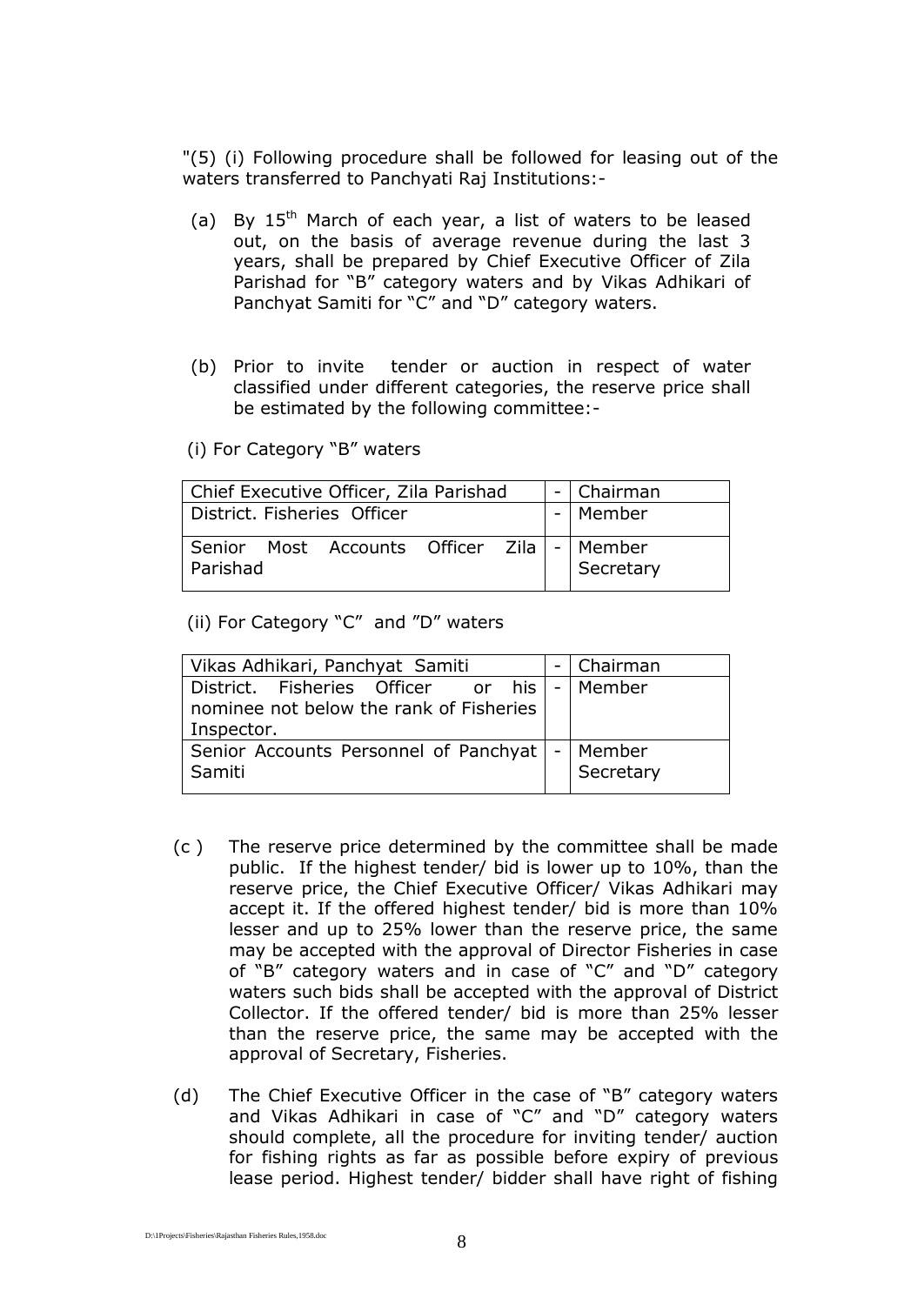"(5) (i) Following procedure shall be followed for leasing out of the waters transferred to Panchyati Raj Institutions:-

(a) By 15th March of each year, a list of waters to be leased out, on the basis of average revenue during the last 3 years, shall be prepared by Chief Executive Officer of Zila Parishad for "B" category waters and by Vikas Adhikari of Panchyat Samiti for "C" and "D" category waters.

(b) Prior to invite tender or auction in respect of water classified under different categories, the reserve price shall be estimated by the following committee:-

(i) For Category "B" waters

| Chief Executive Officer, Zila Parishad | - | Chairman |
|---|---|---|
| District. Fisheries Officer | - | Member |
| Senior Most Accounts Officer Zila Parishad | - | Member Secretary |

(ii) For Category "C" and "D" waters

| Vikas Adhikari, Panchyat Samiti | - | Chairman |
|---|---|---|
| District. Fisheries Officer or his nominee not below the rank of Fisheries Inspector. | - | Member |
| Senior Accounts Personnel of Panchyat Samiti | - | Member Secretary |

(c ) The reserve price determined by the committee shall be made public. If the highest tender/ bid is lower up to 10%, than the reserve price, the Chief Executive Officer/ Vikas Adhikari may accept it. If the offered highest tender/ bid is more than 10% lesser and up to 25% lower than the reserve price, the same may be accepted with the approval of Director Fisheries in case of "B" category waters and in case of "C" and "D" category waters such bids shall be accepted with the approval of District Collector. If the offered tender/ bid is more than 25% lesser than the reserve price, the same may be accepted with the approval of Secretary, Fisheries.

(d) The Chief Executive Officer in the case of "B" category waters and Vikas Adhikari in case of "C" and "D" category waters should complete, all the procedure for inviting tender/ auction for fishing rights as far as possible before expiry of previous lease period. Highest tender/ bidder shall have right of fishing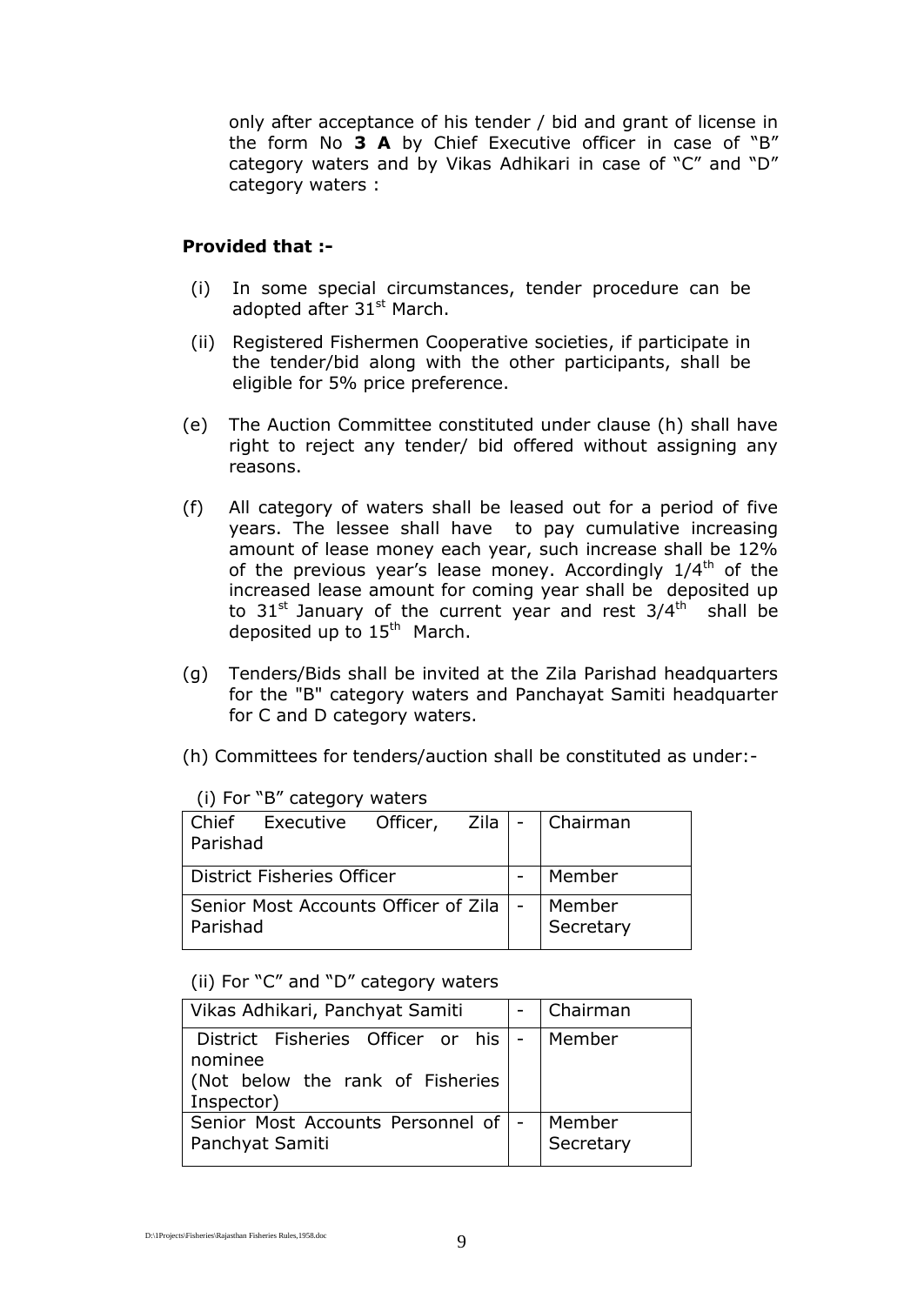only after acceptance of his tender / bid and grant of license in the form No **3 A** by Chief Executive officer in case of "B" category waters and by Vikas Adhikari in case of "C" and "D" category waters :

**Provided that :-**

(i) In some special circumstances, tender procedure can be adopted after 31st March.

(ii) Registered Fishermen Cooperative societies, if participate in the tender/bid along with the other participants, shall be eligible for 5% price preference.

(e) The Auction Committee constituted under clause (h) shall have right to reject any tender/ bid offered without assigning any reasons.

(f) All category of waters shall be leased out for a period of five years. The lessee shall have to pay cumulative increasing amount of lease money each year, such increase shall be 12% of the previous year's lease money. Accordingly 1/4th of the increased lease amount for coming year shall be deposited up to 31st January of the current year and rest 3/4th shall be deposited up to 15th March.

(g) Tenders/Bids shall be invited at the Zila Parishad headquarters for the "B" category waters and Panchayat Samiti headquarter for C and D category waters.

(h) Committees for tenders/auction shall be constituted as under:-

(i) For "B" category waters

| | | |
|---|---|---|
| Chief Executive Officer, Zila Parishad | - | Chairman |
| District Fisheries Officer | - | Member |
| Senior Most Accounts Officer of Zila Parishad | - | Member Secretary |

(ii) For "C" and "D" category waters

| | | |
|---|---|---|
| Vikas Adhikari, Panchyat Samiti | - | Chairman |
| District Fisheries Officer or his nominee (Not below the rank of Fisheries Inspector) | - | Member |
| Senior Most Accounts Personnel of Panchyat Samiti | - | Member Secretary |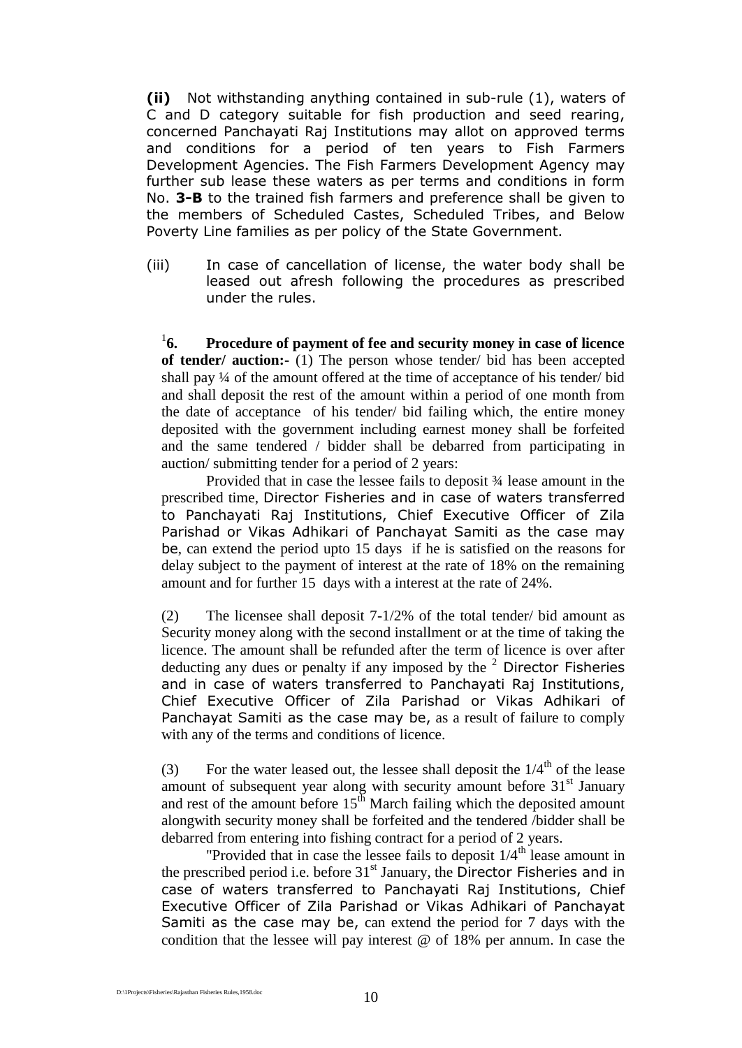**(ii)** Not withstanding anything contained in sub-rule (1), waters of C and D category suitable for fish production and seed rearing, concerned Panchayati Raj Institutions may allot on approved terms and conditions for a period of ten years to Fish Farmers Development Agencies. The Fish Farmers Development Agency may further sub lease these waters as per terms and conditions in form No. **3-B** to the trained fish farmers and preference shall be given to the members of Scheduled Castes, Scheduled Tribes, and Below Poverty Line families as per policy of the State Government.

(iii) In case of cancellation of license, the water body shall be leased out afresh following the procedures as prescribed under the rules.

[1]**6. Procedure of payment of fee and security money in case of licence of tender/ auction:-** (1) The person whose tender/ bid has been accepted shall pay ¼ of the amount offered at the time of acceptance of his tender/ bid and shall deposit the rest of the amount within a period of one month from the date of acceptance of his tender/ bid failing which, the entire money deposited with the government including earnest money shall be forfeited and the same tendered / bidder shall be debarred from participating in auction/ submitting tender for a period of 2 years:

Provided that in case the lessee fails to deposit ¾ lease amount in the prescribed time, Director Fisheries and in case of waters transferred to Panchayati Raj Institutions, Chief Executive Officer of Zila Parishad or Vikas Adhikari of Panchayat Samiti as the case may be, can extend the period upto 15 days if he is satisfied on the reasons for delay subject to the payment of interest at the rate of 18% on the remaining amount and for further 15 days with a interest at the rate of 24%.

(2) The licensee shall deposit 7-1/2% of the total tender/ bid amount as Security money along with the second installment or at the time of taking the licence. The amount shall be refunded after the term of licence is over after deducting any dues or penalty if any imposed by the [2] Director Fisheries and in case of waters transferred to Panchayati Raj Institutions, Chief Executive Officer of Zila Parishad or Vikas Adhikari of Panchayat Samiti as the case may be, as a result of failure to comply with any of the terms and conditions of licence.

(3) For the water leased out, the lessee shall deposit the 1/4th of the lease amount of subsequent year along with security amount before 31st January and rest of the amount before 15th March failing which the deposited amount alongwith security money shall be forfeited and the tendered /bidder shall be debarred from entering into fishing contract for a period of 2 years.

"Provided that in case the lessee fails to deposit 1/4th lease amount in the prescribed period i.e. before 31st January, the Director Fisheries and in case of waters transferred to Panchayati Raj Institutions, Chief Executive Officer of Zila Parishad or Vikas Adhikari of Panchayat Samiti as the case may be, can extend the period for 7 days with the condition that the lessee will pay interest @ of 18% per annum. In case the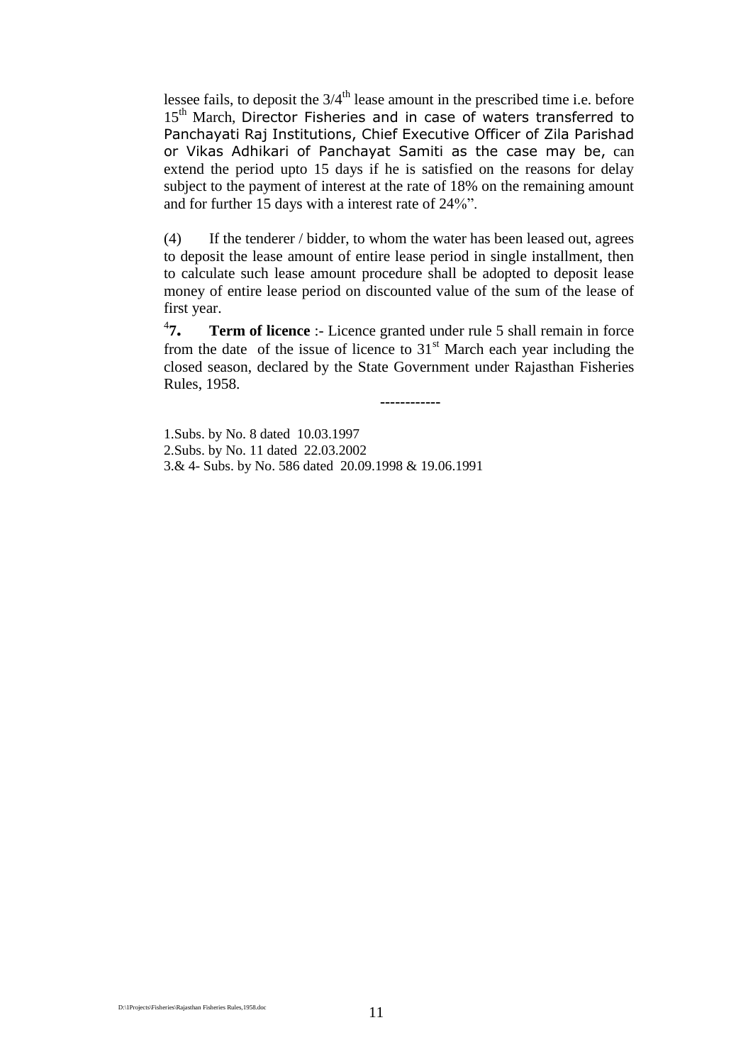lessee fails, to deposit the 3/4th lease amount in the prescribed time i.e. before 15th March, Director Fisheries and in case of waters transferred to Panchayati Raj Institutions, Chief Executive Officer of Zila Parishad or Vikas Adhikari of Panchayat Samiti as the case may be, can extend the period upto 15 days if he is satisfied on the reasons for delay subject to the payment of interest at the rate of 18% on the remaining amount and for further 15 days with a interest rate of 24%".

(4) If the tenderer / bidder, to whom the water has been leased out, agrees to deposit the lease amount of entire lease period in single installment, then to calculate such lease amount procedure shall be adopted to deposit lease money of entire lease period on discounted value of the sum of the lease of first year.

[4]**7. Term of licence** :- Licence granted under rule 5 shall remain in force from the date of the issue of licence to 31st March each year including the closed season, declared by the State Government under Rajasthan Fisheries Rules, 1958.

------------

1.Subs. by No. 8 dated 10.03.1997

2.Subs. by No. 11 dated 22.03.2002

3.& 4- Subs. by No. 586 dated 20.09.1998 & 19.06.1991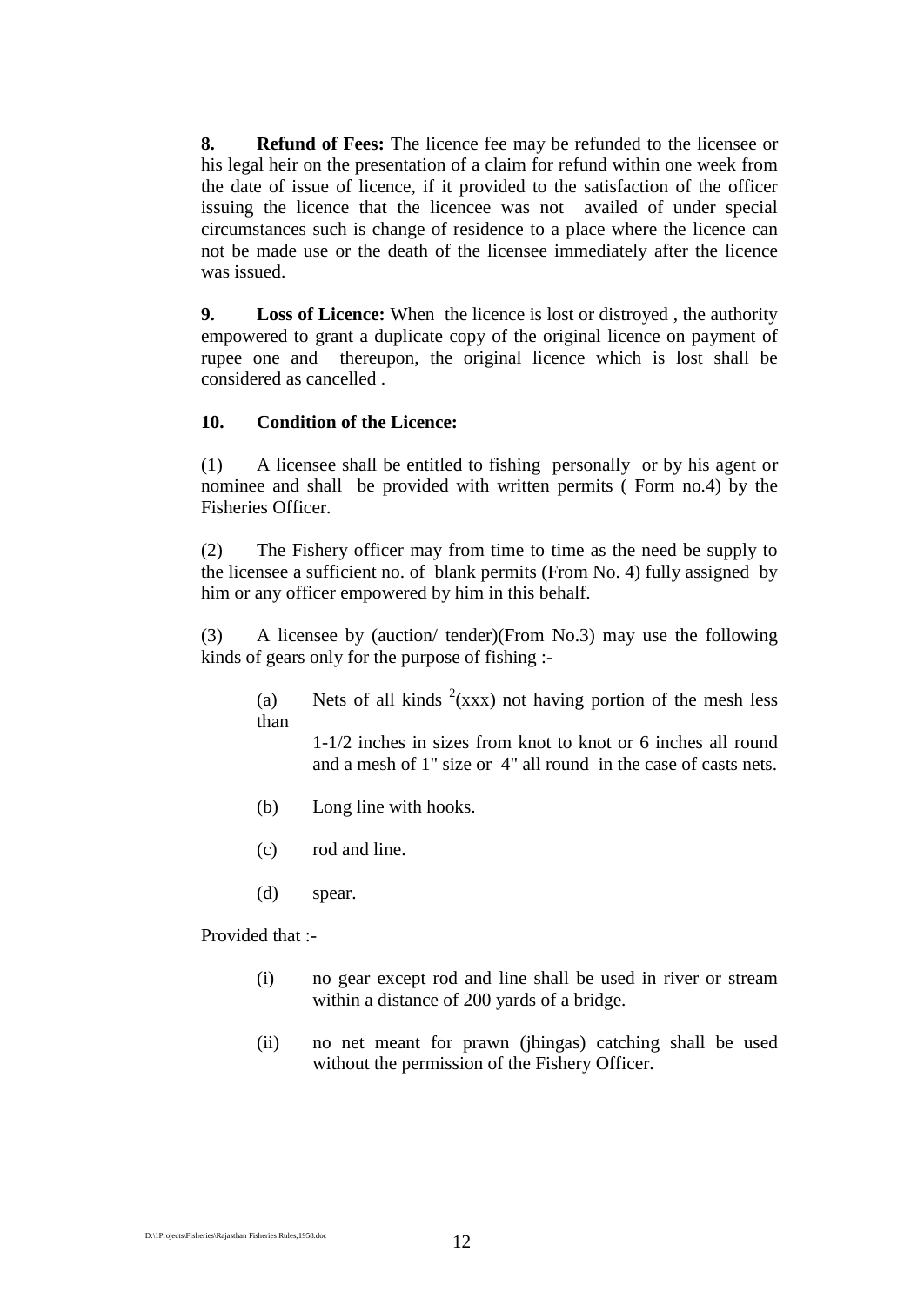**8. Refund of Fees:** The licence fee may be refunded to the licensee or his legal heir on the presentation of a claim for refund within one week from the date of issue of licence, if it provided to the satisfaction of the officer issuing the licence that the licencee was not availed of under special circumstances such is change of residence to a place where the licence can not be made use or the death of the licensee immediately after the licence was issued.

**9. Loss of Licence:** When the licence is lost or distroyed , the authority empowered to grant a duplicate copy of the original licence on payment of rupee one and thereupon, the original licence which is lost shall be considered as cancelled .

**10. Condition of the Licence:**

(1) A licensee shall be entitled to fishing personally or by his agent or nominee and shall be provided with written permits ( Form no.4) by the Fisheries Officer.

(2) The Fishery officer may from time to time as the need be supply to the licensee a sufficient no. of blank permits (From No. 4) fully assigned by him or any officer empowered by him in this behalf.

(3) A licensee by (auction/ tender)(From No.3) may use the following kinds of gears only for the purpose of fishing :-

(a) Nets of all kinds [2](xxx) not having portion of the mesh less than 1-1/2 inches in sizes from knot to knot or 6 inches all round and a mesh of 1" size or 4" all round in the case of casts nets.

(b) Long line with hooks.

(c) rod and line.

(d) spear.

Provided that :-

(i) no gear except rod and line shall be used in river or stream within a distance of 200 yards of a bridge.

(ii) no net meant for prawn (jhingas) catching shall be used without the permission of the Fishery Officer.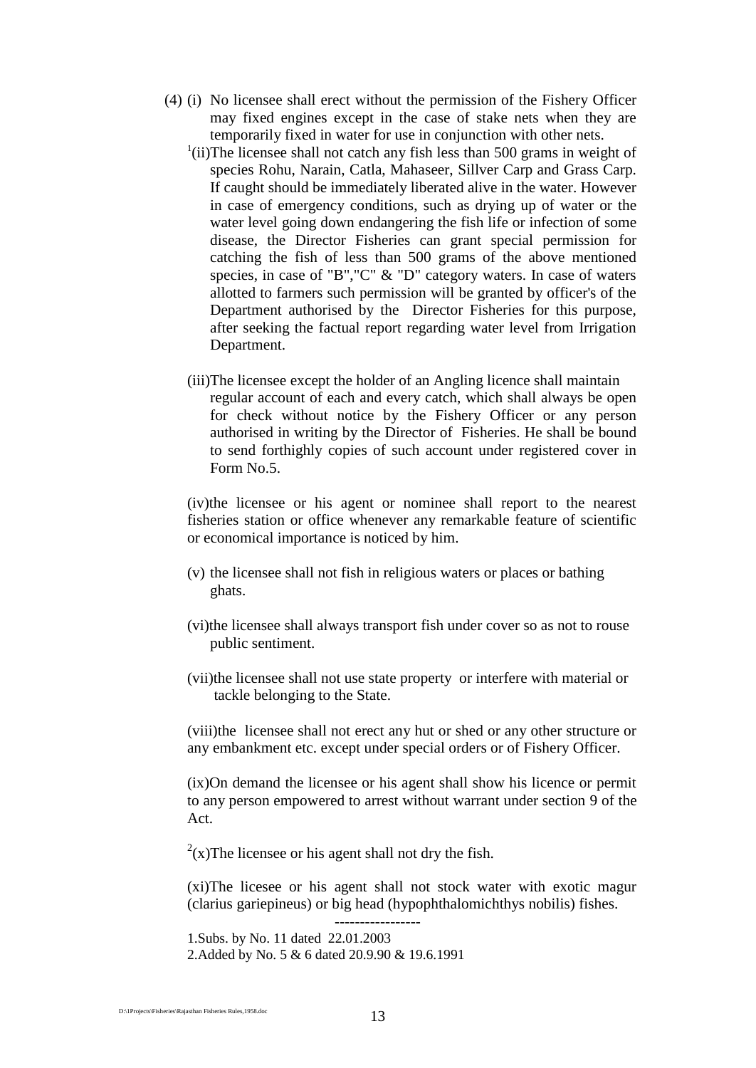(4) (i) No licensee shall erect without the permission of the Fishery Officer may fixed engines except in the case of stake nets when they are temporarily fixed in water for use in conjunction with other nets.

[1](ii)The licensee shall not catch any fish less than 500 grams in weight of species Rohu, Narain, Catla, Mahaseer, Sillver Carp and Grass Carp. If caught should be immediately liberated alive in the water. However in case of emergency conditions, such as drying up of water or the water level going down endangering the fish life or infection of some disease, the Director Fisheries can grant special permission for catching the fish of less than 500 grams of the above mentioned species, in case of "B","C" & "D" category waters. In case of waters allotted to farmers such permission will be granted by officer's of the Department authorised by the Director Fisheries for this purpose, after seeking the factual report regarding water level from Irrigation Department.

(iii)The licensee except the holder of an Angling licence shall maintain regular account of each and every catch, which shall always be open for check without notice by the Fishery Officer or any person authorised in writing by the Director of Fisheries. He shall be bound to send forthighly copies of such account under registered cover in Form No.5.

(iv)the licensee or his agent or nominee shall report to the nearest fisheries station or office whenever any remarkable feature of scientific or economical importance is noticed by him.

(v) the licensee shall not fish in religious waters or places or bathing ghats.

(vi)the licensee shall always transport fish under cover so as not to rouse public sentiment.

(vii)the licensee shall not use state property or interfere with material or tackle belonging to the State.

(viii)the licensee shall not erect any hut or shed or any other structure or any embankment etc. except under special orders or of Fishery Officer.

(ix)On demand the licensee or his agent shall show his licence or permit to any person empowered to arrest without warrant under section 9 of the Act.

[2](x)The licensee or his agent shall not dry the fish.

(xi)The licesee or his agent shall not stock water with exotic magur (clarius gariepineus) or big head (hypophthalomichthys nobilis) fishes.

-----------------

1.Subs. by No. 11 dated 22.01.2003

2.Added by No. 5 & 6 dated 20.9.90 & 19.6.1991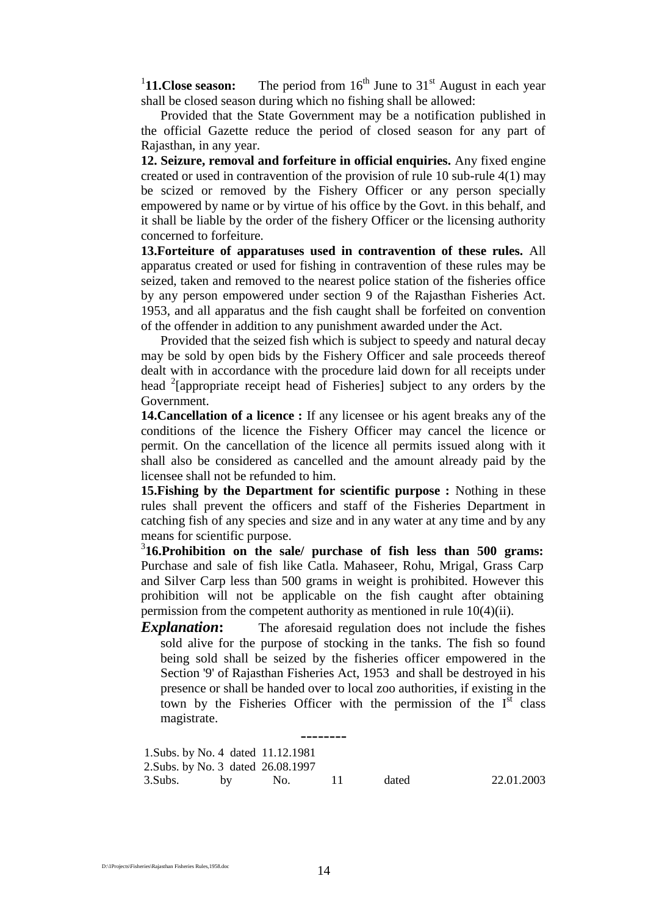[1]**11.Close season:** The period from $16^{th}$ June to $31^{st}$ August in each year shall be closed season during which no fishing shall be allowed:

Provided that the State Government may be a notification published in the official Gazette reduce the period of closed season for any part of Rajasthan, in any year.

**12. Seizure, removal and forfeiture in official enquiries.** Any fixed engine created or used in contravention of the provision of rule 10 sub-rule 4(1) may be scized or removed by the Fishery Officer or any person specially empowered by name or by virtue of his office by the Govt. in this behalf, and it shall be liable by the order of the fishery Officer or the licensing authority concerned to forfeiture.

**13.Forteiture of apparatuses used in contravention of these rules.** All apparatus created or used for fishing in contravention of these rules may be seized, taken and removed to the nearest police station of the fisheries office by any person empowered under section 9 of the Rajasthan Fisheries Act. 1953, and all apparatus and the fish caught shall be forfeited on convention of the offender in addition to any punishment awarded under the Act.

Provided that the seized fish which is subject to speedy and natural decay may be sold by open bids by the Fishery Officer and sale proceeds thereof dealt with in accordance with the procedure laid down for all receipts under head [2][appropriate receipt head of Fisheries] subject to any orders by the Government.

**14.Cancellation of a licence :** If any licensee or his agent breaks any of the conditions of the licence the Fishery Officer may cancel the licence or permit. On the cancellation of the licence all permits issued along with it shall also be considered as cancelled and the amount already paid by the licensee shall not be refunded to him.

**15.Fishing by the Department for scientific purpose :** Nothing in these rules shall prevent the officers and staff of the Fisheries Department in catching fish of any species and size and in any water at any time and by any means for scientific purpose.

[3]**16.Prohibition on the sale/ purchase of fish less than 500 grams:** Purchase and sale of fish like Catla. Mahaseer, Rohu, Mrigal, Grass Carp and Silver Carp less than 500 grams in weight is prohibited. However this prohibition will not be applicable on the fish caught after obtaining permission from the competent authority as mentioned in rule 10(4)(ii).

***Explanation*:** The aforesaid regulation does not include the fishes sold alive for the purpose of stocking in the tanks. The fish so found being sold shall be seized by the fisheries officer empowered in the Section '9' of Rajasthan Fisheries Act, 1953 and shall be destroyed in his presence or shall be handed over to local zoo authorities, if existing in the town by the Fisheries Officer with the permission of the $I^{st}$ class magistrate.

--------

1.Subs. by No. 4 dated 11.12.1981
2.Subs. by No. 3 dated 26.08.1997
3.Subs. by No. 11 dated 22.01.2003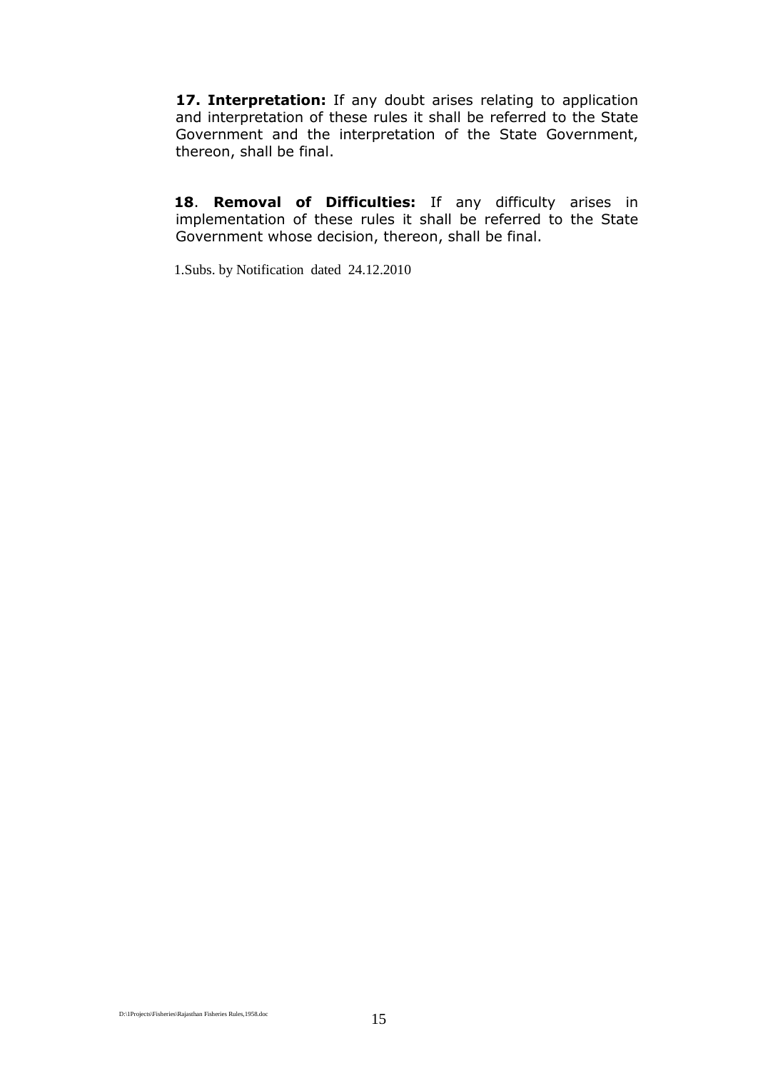**17. Interpretation:** If any doubt arises relating to application and interpretation of these rules it shall be referred to the State Government and the interpretation of the State Government, thereon, shall be final.

**18**. **Removal of Difficulties:** If any difficulty arises in implementation of these rules it shall be referred to the State Government whose decision, thereon, shall be final.

1.Subs. by Notification dated 24.12.2010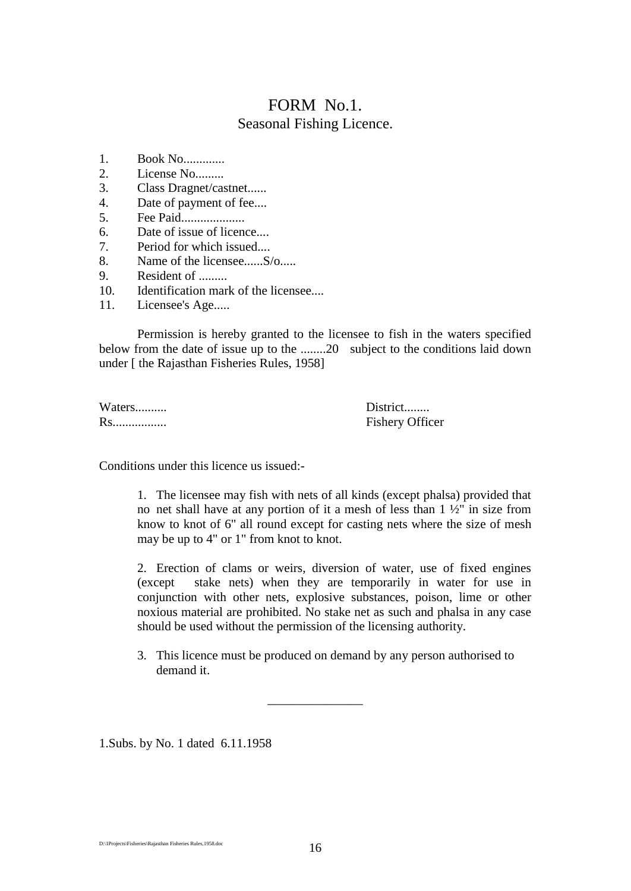# FORM No.1.

## Seasonal Fishing Licence.

1. Book No.............
2. License No.........
3. Class Dragnet/castnet......
4. Date of payment of fee....
5. Fee Paid....................
6. Date of issue of licence....
7. Period for which issued....
8. Name of the licensee......S/o.....
9. Resident of .........
10. Identification mark of the licensee....
11. Licensee's Age.....

Permission is hereby granted to the licensee to fish in the waters specified below from the date of issue up to the ........20 subject to the conditions laid down under [ the Rajasthan Fisheries Rules, 1958]

Waters.......... District........

Rs................ Fishery Officer

Conditions under this licence us issued:-

1. The licensee may fish with nets of all kinds (except phalsa) provided that no net shall have at any portion of it a mesh of less than 1 ½" in size from know to knot of 6" all round except for casting nets where the size of mesh may be up to 4" or 1" from knot to knot.

2. Erection of clams or weirs, diversion of water, use of fixed engines (except stake nets) when they are temporarily in water for use in conjunction with other nets, explosive substances, poison, lime or other noxious material are prohibited. No stake net as such and phalsa in any case should be used without the permission of the licensing authority.

3. This licence must be produced on demand by any person authorised to demand it.

---

1.Subs. by No. 1 dated 6.11.1958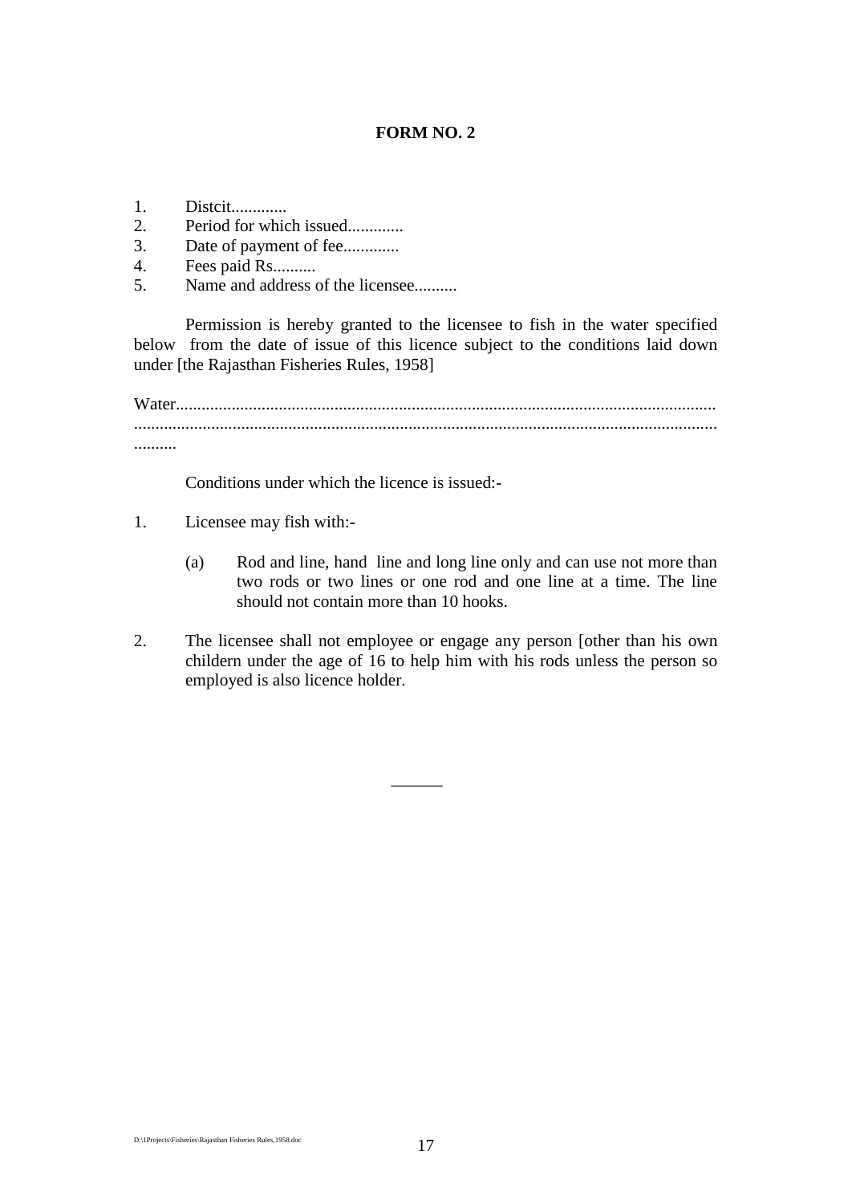**FORM NO. 2**

1. Distcit.............
2. Period for which issued.............
3. Date of payment of fee.............
4. Fees paid Rs..........
5. Name and address of the licensee..........

Permission is hereby granted to the licensee to fish in the water specified below from the date of issue of this licence subject to the conditions laid down under [the Rajasthan Fisheries Rules, 1958]

Water.............................................................................................................................
.......................................................................................................................................
..........

Conditions under which the licence is issued:-

1. Licensee may fish with:-

   (a) Rod and line, hand line and long line only and can use not more than two rods or two lines or one rod and one line at a time. The line should not contain more than 10 hooks.

2. The licensee shall not employee or engage any person [other than his own childern under the age of 16 to help him with his rods unless the person so employed is also licence holder.

\_\_\_\_\_\_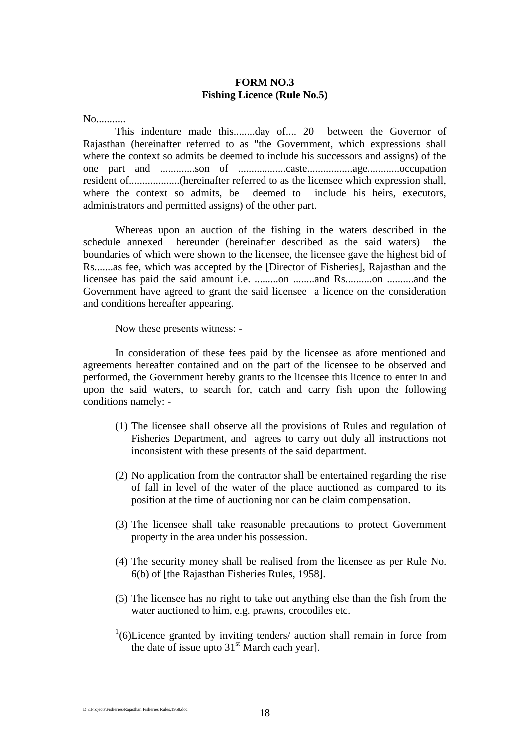**FORM NO.3**
**Fishing Licence (Rule No.5)**

No...........

This indenture made this........day of.... 20 between the Governor of Rajasthan (hereinafter referred to as "the Government, which expressions shall where the context so admits be deemed to include his successors and assigns) of the one part and .............son of ..................caste.................age............occupation resident of..................(hereinafter referred to as the licensee which expression shall, where the context so admits, be deemed to include his heirs, executors, administrators and permitted assigns) of the other part.

Whereas upon an auction of the fishing in the waters described in the schedule annexed hereunder (hereinafter described as the said waters) the boundaries of which were shown to the licensee, the licensee gave the highest bid of Rs.......as fee, which was accepted by the [Director of Fisheries], Rajasthan and the licensee has paid the said amount i.e. .........on ........and Rs..........on ..........and the Government have agreed to grant the said licensee a licence on the consideration and conditions hereafter appearing.

Now these presents witness: -

In consideration of these fees paid by the licensee as afore mentioned and agreements hereafter contained and on the part of the licensee to be observed and performed, the Government hereby grants to the licensee this licence to enter in and upon the said waters, to search for, catch and carry fish upon the following conditions namely: -

(1) The licensee shall observe all the provisions of Rules and regulation of Fisheries Department, and agrees to carry out duly all instructions not inconsistent with these presents of the said department.

(2) No application from the contractor shall be entertained regarding the rise of fall in level of the water of the place auctioned as compared to its position at the time of auctioning nor can be claim compensation.

(3) The licensee shall take reasonable precautions to protect Government property in the area under his possession.

(4) The security money shall be realised from the licensee as per Rule No. 6(b) of [the Rajasthan Fisheries Rules, 1958].

(5) The licensee has no right to take out anything else than the fish from the water auctioned to him, e.g. prawns, crocodiles etc.

[1](6)Licence granted by inviting tenders/ auction shall remain in force from the date of issue upto 31st March each year].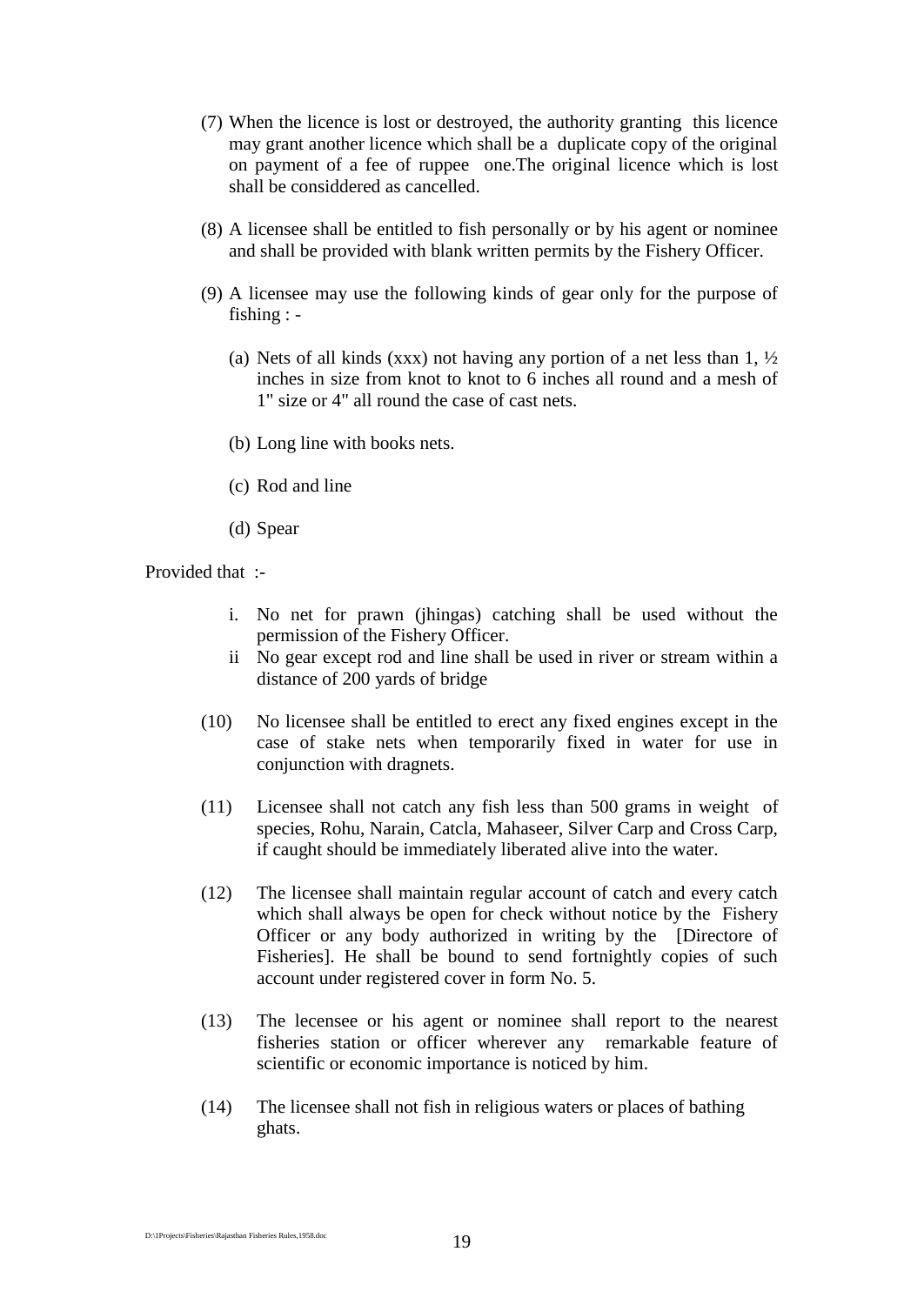(7) When the licence is lost or destroyed, the authority granting this licence may grant another licence which shall be a duplicate copy of the original on payment of a fee of ruppee one.The original licence which is lost shall be considdered as cancelled.

(8) A licensee shall be entitled to fish personally or by his agent or nominee and shall be provided with blank written permits by the Fishery Officer.

(9) A licensee may use the following kinds of gear only for the purpose of fishing : -

(a) Nets of all kinds (xxx) not having any portion of a net less than 1, ½ inches in size from knot to knot to 6 inches all round and a mesh of 1" size or 4" all round the case of cast nets.

(b) Long line with books nets.

(c) Rod and line

(d) Spear

Provided that :-

i. No net for prawn (jhingas) catching shall be used without the permission of the Fishery Officer.
ii No gear except rod and line shall be used in river or stream within a distance of 200 yards of bridge

(10) No licensee shall be entitled to erect any fixed engines except in the case of stake nets when temporarily fixed in water for use in conjunction with dragnets.

(11) Licensee shall not catch any fish less than 500 grams in weight of species, Rohu, Narain, Catcla, Mahaseer, Silver Carp and Cross Carp, if caught should be immediately liberated alive into the water.

(12) The licensee shall maintain regular account of catch and every catch which shall always be open for check without notice by the Fishery Officer or any body authorized in writing by the [Directore of Fisheries]. He shall be bound to send fortnightly copies of such account under registered cover in form No. 5.

(13) The lecensee or his agent or nominee shall report to the nearest fisheries station or officer wherever any remarkable feature of scientific or economic importance is noticed by him.

(14) The licensee shall not fish in religious waters or places of bathing ghats.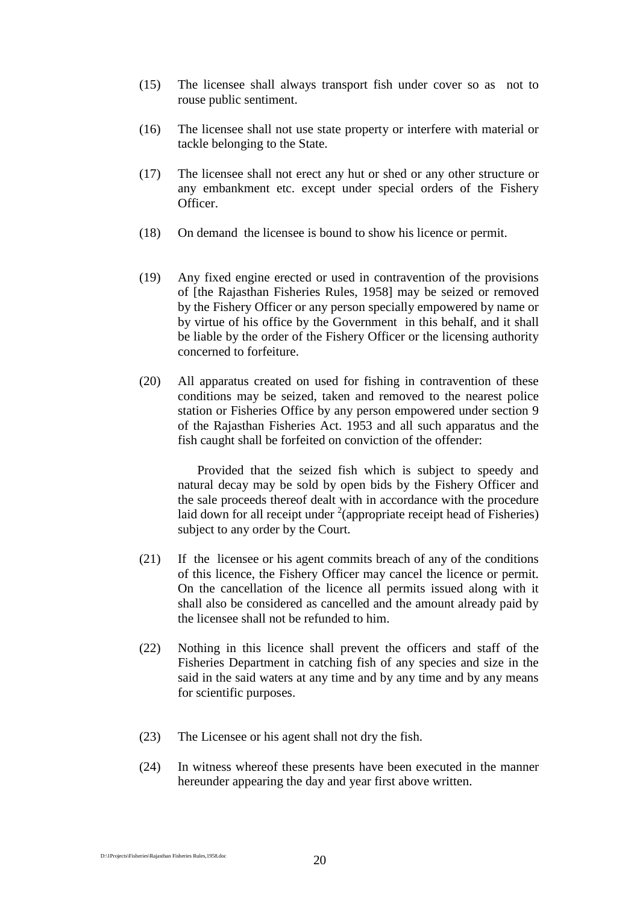(15) The licensee shall always transport fish under cover so as not to rouse public sentiment.

(16) The licensee shall not use state property or interfere with material or tackle belonging to the State.

(17) The licensee shall not erect any hut or shed or any other structure or any embankment etc. except under special orders of the Fishery Officer.

(18) On demand the licensee is bound to show his licence or permit.

(19) Any fixed engine erected or used in contravention of the provisions of [the Rajasthan Fisheries Rules, 1958] may be seized or removed by the Fishery Officer or any person specially empowered by name or by virtue of his office by the Government in this behalf, and it shall be liable by the order of the Fishery Officer or the licensing authority concerned to forfeiture.

(20) All apparatus created on used for fishing in contravention of these conditions may be seized, taken and removed to the nearest police station or Fisheries Office by any person empowered under section 9 of the Rajasthan Fisheries Act. 1953 and all such apparatus and the fish caught shall be forfeited on conviction of the offender:

Provided that the seized fish which is subject to speedy and natural decay may be sold by open bids by the Fishery Officer and the sale proceeds thereof dealt with in accordance with the procedure laid down for all receipt under [2](appropriate receipt head of Fisheries) subject to any order by the Court.

(21) If the licensee or his agent commits breach of any of the conditions of this licence, the Fishery Officer may cancel the licence or permit. On the cancellation of the licence all permits issued along with it shall also be considered as cancelled and the amount already paid by the licensee shall not be refunded to him.

(22) Nothing in this licence shall prevent the officers and staff of the Fisheries Department in catching fish of any species and size in the said in the said waters at any time and by any time and by any means for scientific purposes.

(23) The Licensee or his agent shall not dry the fish.

(24) In witness whereof these presents have been executed in the manner hereunder appearing the day and year first above written.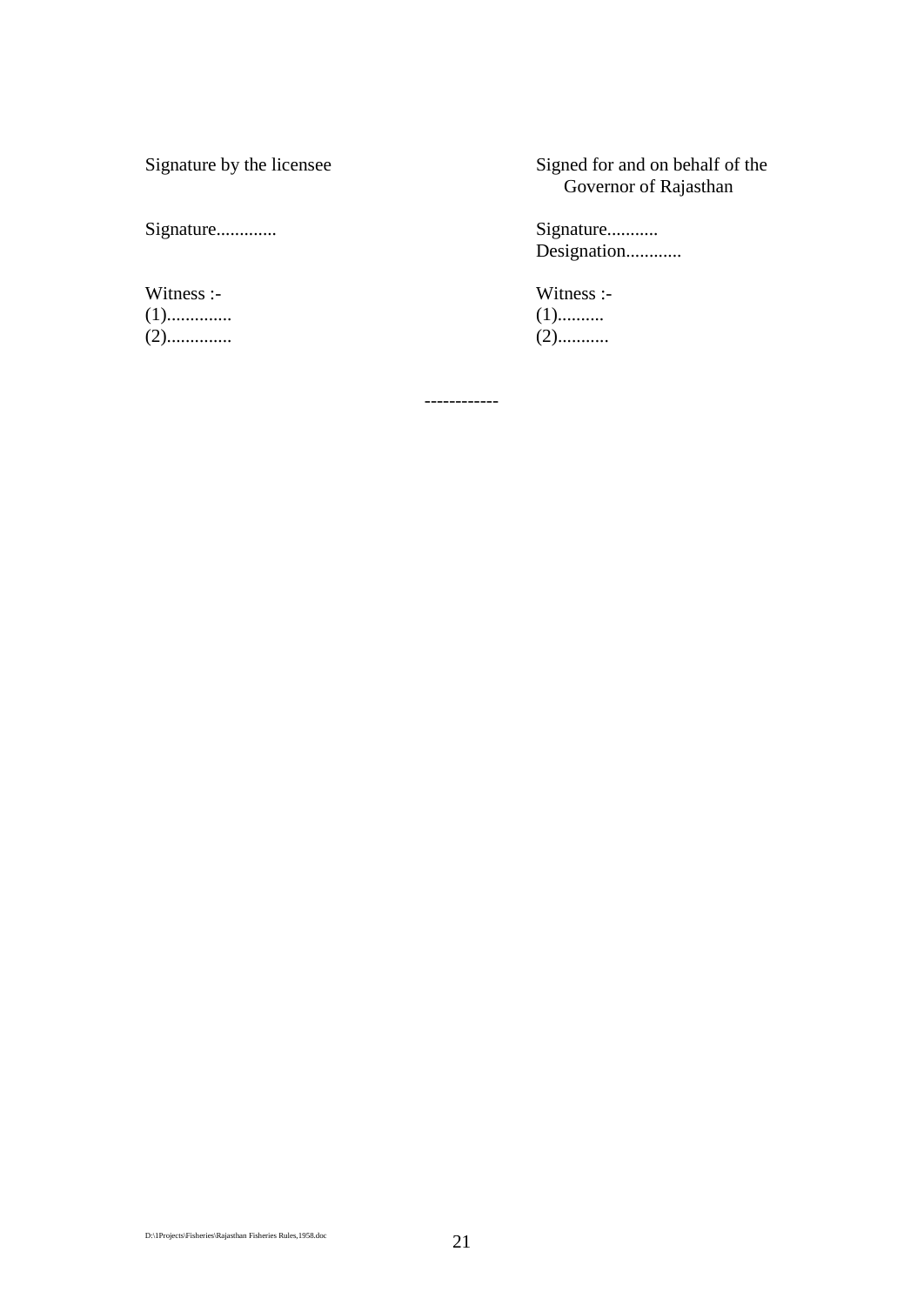| Signature by the licensee | Signed for and on behalf of the Governor of Rajasthan |
|---|---|
| Signature............. | Signature........... |
| | Designation............ |
| Witness :- | Witness :- |
| (1).............. | (1).......... |
| (2).............. | (2)........... |

------------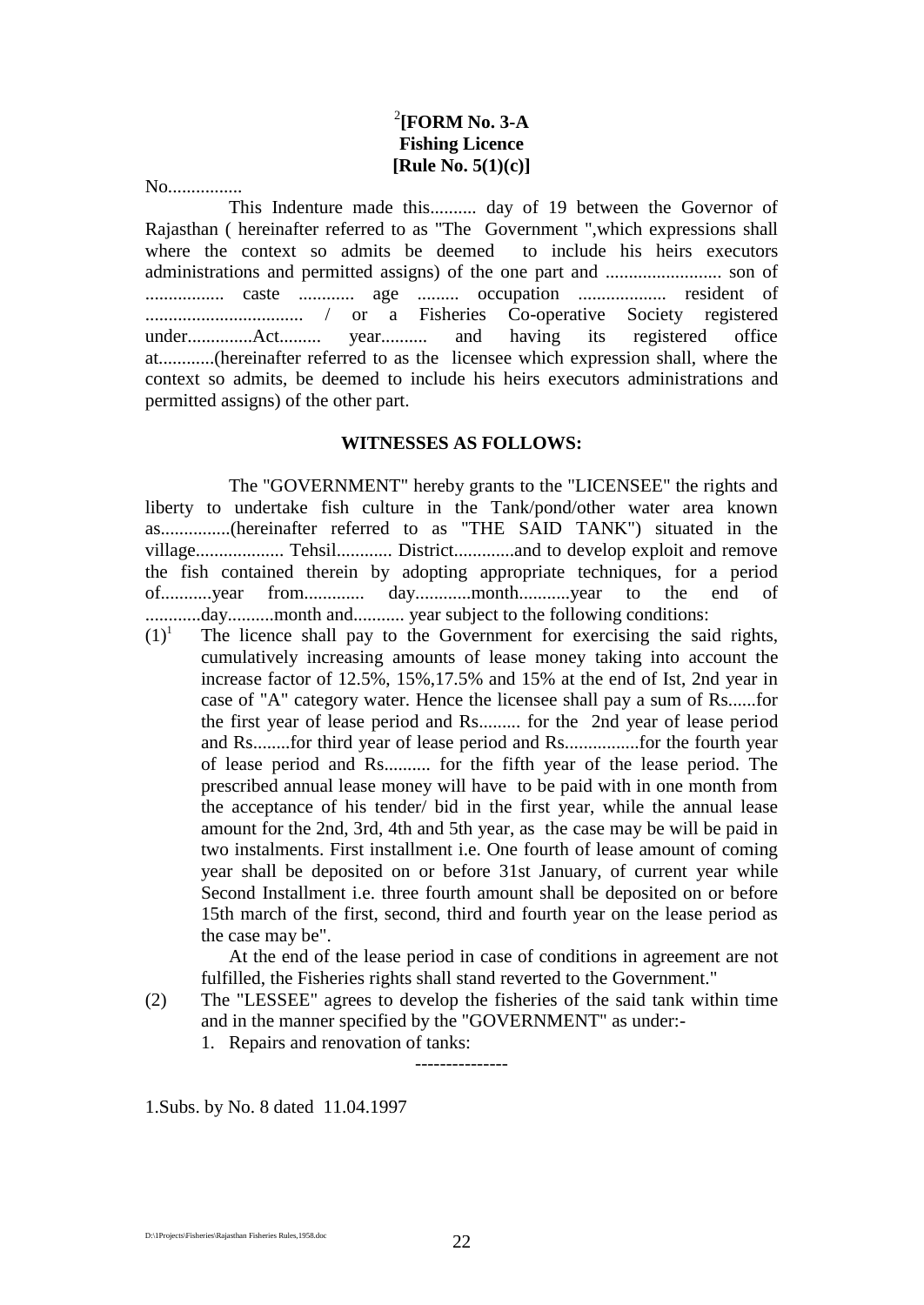[2][FORM No. 3-A
Fishing Licence
[Rule No. 5(1)(c)]

No................

This Indenture made this.......... day of 19 between the Governor of Rajasthan ( hereinafter referred to as "The Government ",which expressions shall where the context so admits be deemed to include his heirs executors administrations and permitted assigns) of the one part and ......................... son of ................. caste ............ age ......... occupation ................... resident of .................................. / or a Fisheries Co-operative Society registered under..............Act......... year.......... and having its registered office at............(hereinafter referred to as the licensee which expression shall, where the context so admits, be deemed to include his heirs executors administrations and permitted assigns) of the other part.

**WITNESSES AS FOLLOWS:**

The "GOVERNMENT" hereby grants to the "LICENSEE" the rights and liberty to undertake fish culture in the Tank/pond/other water area known as...............(hereinafter referred to as "THE SAID TANK") situated in the village................... Tehsil............ District.............and to develop exploit and remove the fish contained therein by adopting appropriate techniques, for a period of...........year from............. day............month...........year to the end of ............day..........month and........... year subject to the following conditions:

(1)[1] The licence shall pay to the Government for exercising the said rights, cumulatively increasing amounts of lease money taking into account the increase factor of 12.5%, 15%,17.5% and 15% at the end of Ist, 2nd year in case of "A" category water. Hence the licensee shall pay a sum of Rs......for the first year of lease period and Rs......... for the 2nd year of lease period and Rs........for third year of lease period and Rs................for the fourth year of lease period and Rs.......... for the fifth year of the lease period. The prescribed annual lease money will have to be paid with in one month from the acceptance of his tender/ bid in the first year, while the annual lease amount for the 2nd, 3rd, 4th and 5th year, as the case may be will be paid in two instalments. First installment i.e. One fourth of lease amount of coming year shall be deposited on or before 31st January, of current year while Second Installment i.e. three fourth amount shall be deposited on or before 15th march of the first, second, third and fourth year on the lease period as the case may be".

At the end of the lease period in case of conditions in agreement are not fulfilled, the Fisheries rights shall stand reverted to the Government."

(2) The "LESSEE" agrees to develop the fisheries of the said tank within time and in the manner specified by the "GOVERNMENT" as under:-

1. Repairs and renovation of tanks:

---------------

1.Subs. by No. 8 dated 11.04.1997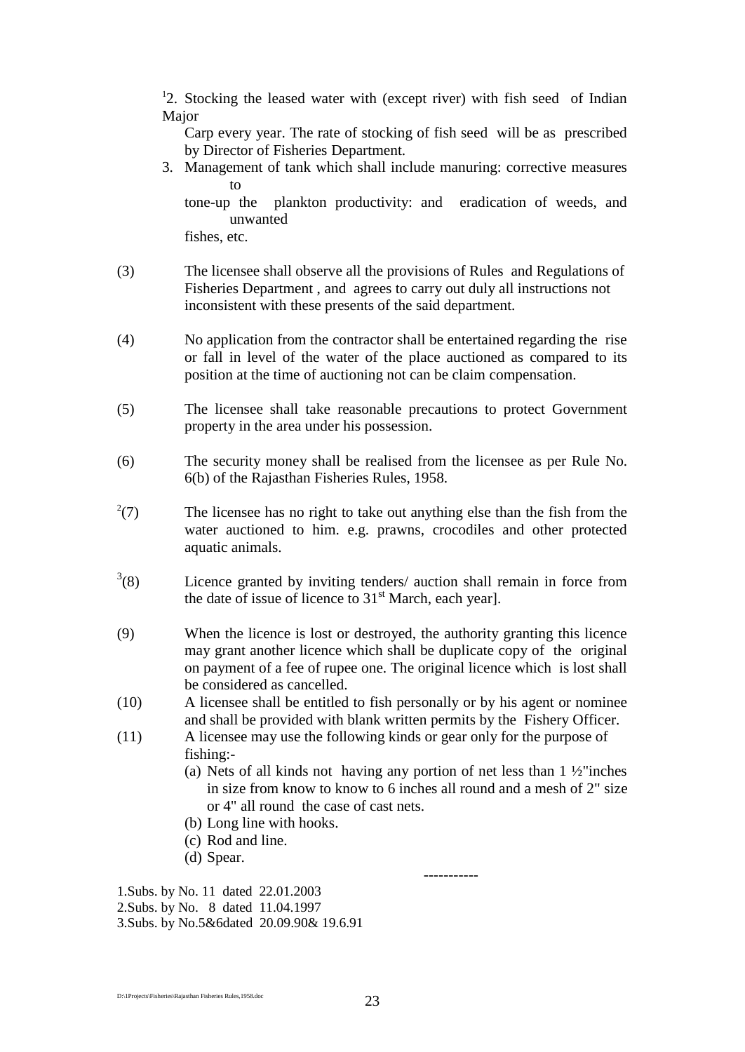[1]2. Stocking the leased water with (except river) with fish seed of Indian Major Carp every year. The rate of stocking of fish seed will be as prescribed by Director of Fisheries Department.

3. Management of tank which shall include manuring: corrective measures to tone-up the plankton productivity: and eradication of weeds, and unwanted fishes, etc.

(3) The licensee shall observe all the provisions of Rules and Regulations of Fisheries Department , and agrees to carry out duly all instructions not inconsistent with these presents of the said department.

(4) No application from the contractor shall be entertained regarding the rise or fall in level of the water of the place auctioned as compared to its position at the time of auctioning not can be claim compensation.

(5) The licensee shall take reasonable precautions to protect Government property in the area under his possession.

(6) The security money shall be realised from the licensee as per Rule No. 6(b) of the Rajasthan Fisheries Rules, 1958.

[2](7) The licensee has no right to take out anything else than the fish from the water auctioned to him. e.g. prawns, crocodiles and other protected aquatic animals.

[3](8) Licence granted by inviting tenders/ auction shall remain in force from the date of issue of licence to 31st March, each year].

(9) When the licence is lost or destroyed, the authority granting this licence may grant another licence which shall be duplicate copy of the original on payment of a fee of rupee one. The original licence which is lost shall be considered as cancelled.

(10) A licensee shall be entitled to fish personally or by his agent or nominee and shall be provided with blank written permits by the Fishery Officer.

(11) A licensee may use the following kinds or gear only for the purpose of fishing:-

(a) Nets of all kinds not having any portion of net less than 1 ½"inches in size from know to know to 6 inches all round and a mesh of 2" size or 4" all round the case of cast nets.
(b) Long line with hooks.
(c) Rod and line.
(d) Spear.

-----------

1.Subs. by No. 11 dated 22.01.2003
2.Subs. by No. 8 dated 11.04.1997
3.Subs. by No.5&6dated 20.09.90& 19.6.91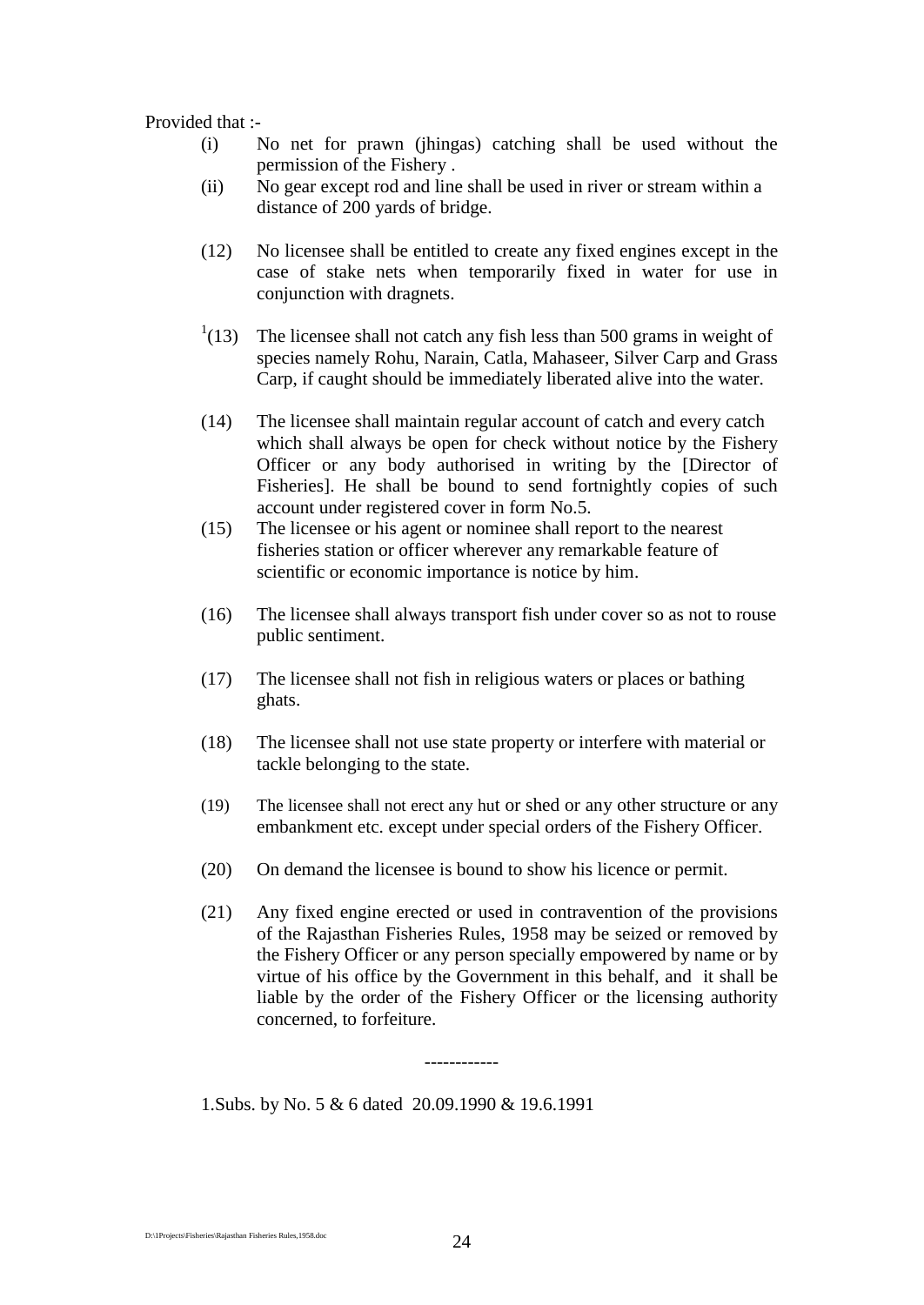Provided that :-

(i) No net for prawn (jhingas) catching shall be used without the permission of the Fishery .

(ii) No gear except rod and line shall be used in river or stream within a distance of 200 yards of bridge.

(12) No licensee shall be entitled to create any fixed engines except in the case of stake nets when temporarily fixed in water for use in conjunction with dragnets.

[1](13) The licensee shall not catch any fish less than 500 grams in weight of species namely Rohu, Narain, Catla, Mahaseer, Silver Carp and Grass Carp, if caught should be immediately liberated alive into the water.

(14) The licensee shall maintain regular account of catch and every catch which shall always be open for check without notice by the Fishery Officer or any body authorised in writing by the [Director of Fisheries]. He shall be bound to send fortnightly copies of such account under registered cover in form No.5.

(15) The licensee or his agent or nominee shall report to the nearest fisheries station or officer wherever any remarkable feature of scientific or economic importance is notice by him.

(16) The licensee shall always transport fish under cover so as not to rouse public sentiment.

(17) The licensee shall not fish in religious waters or places or bathing ghats.

(18) The licensee shall not use state property or interfere with material or tackle belonging to the state.

(19) The licensee shall not erect any hut or shed or any other structure or any embankment etc. except under special orders of the Fishery Officer.

(20) On demand the licensee is bound to show his licence or permit.

(21) Any fixed engine erected or used in contravention of the provisions of the Rajasthan Fisheries Rules, 1958 may be seized or removed by the Fishery Officer or any person specially empowered by name or by virtue of his office by the Government in this behalf, and it shall be liable by the order of the Fishery Officer or the licensing authority concerned, to forfeiture.

------------

1.Subs. by No. 5 & 6 dated 20.09.1990 & 19.6.1991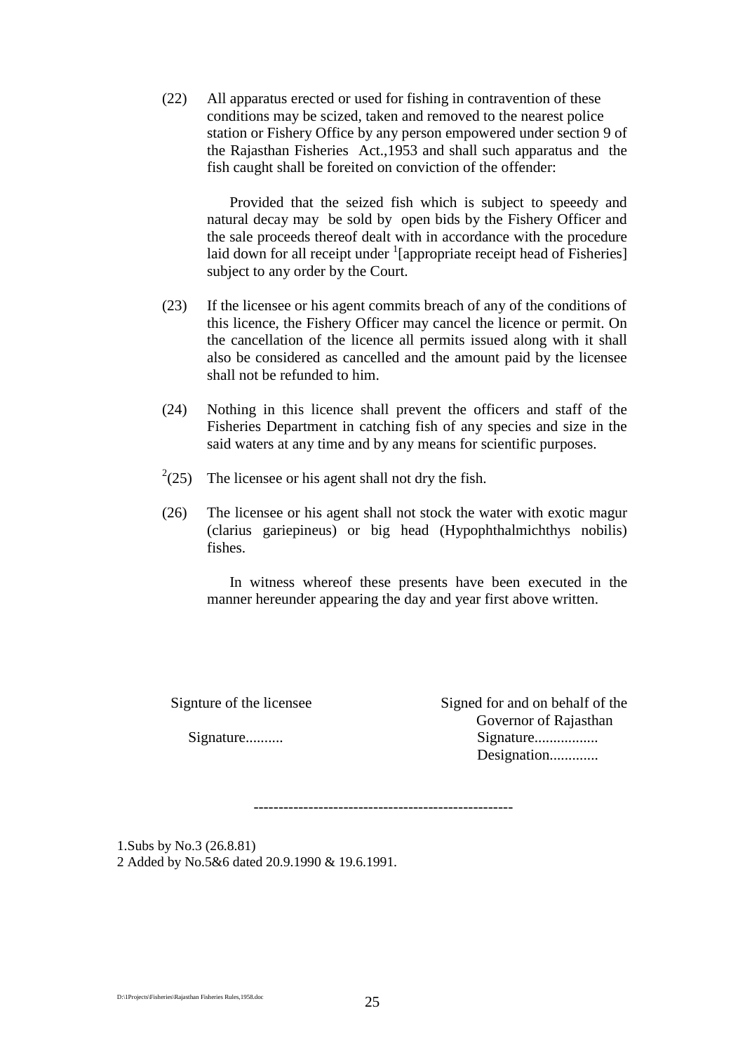(22) All apparatus erected or used for fishing in contravention of these conditions may be scized, taken and removed to the nearest police station or Fishery Office by any person empowered under section 9 of the Rajasthan Fisheries Act.,1953 and shall such apparatus and the fish caught shall be foreited on conviction of the offender:

Provided that the seized fish which is subject to speeedy and natural decay may be sold by open bids by the Fishery Officer and the sale proceeds thereof dealt with in accordance with the procedure laid down for all receipt under [1][appropriate receipt head of Fisheries] subject to any order by the Court.

(23) If the licensee or his agent commits breach of any of the conditions of this licence, the Fishery Officer may cancel the licence or permit. On the cancellation of the licence all permits issued along with it shall also be considered as cancelled and the amount paid by the licensee shall not be refunded to him.

(24) Nothing in this licence shall prevent the officers and staff of the Fisheries Department in catching fish of any species and size in the said waters at any time and by any means for scientific purposes.

[2](25) The licensee or his agent shall not dry the fish.

(26) The licensee or his agent shall not stock the water with exotic magur (clarius gariepineus) or big head (Hypophthalmichthys nobilis) fishes.

In witness whereof these presents have been executed in the manner hereunder appearing the day and year first above written.

Signture of the licensee

Signature..........

Signed for and on behalf of the Governor of Rajasthan

Signature.................

Designation.............

---

1.Subs by No.3 (26.8.81)

2 Added by No.5&6 dated 20.9.1990 & 19.6.1991.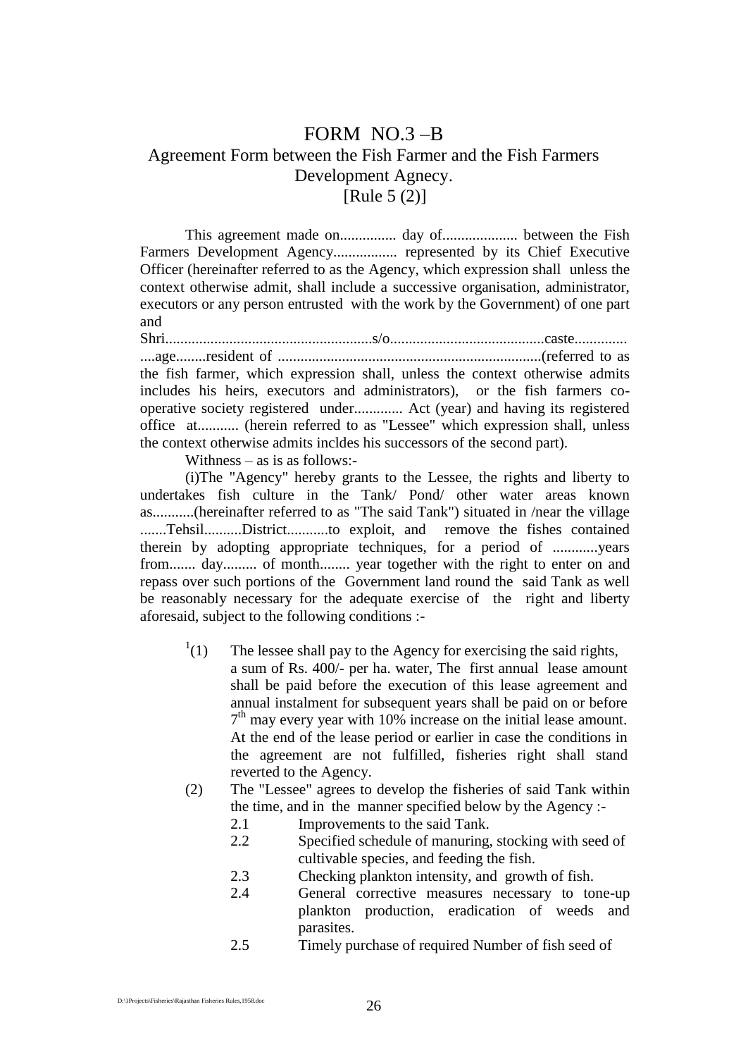# FORM NO.3 –B

## Agreement Form between the Fish Farmer and the Fish Farmers Development Agnecy.

## [Rule 5 (2)]

This agreement made on............... day of.................... between the Fish Farmers Development Agency................. represented by its Chief Executive Officer (hereinafter referred to as the Agency, which expression shall unless the context otherwise admit, shall include a successive organisation, administrator, executors or any person entrusted with the work by the Government) of one part and

Shri......................................................s/o.........................................caste.............. ....age........resident of .....................................................................(referred to as the fish farmer, which expression shall, unless the context otherwise admits includes his heirs, executors and administrators), or the fish farmers co-operative society registered under............. Act (year) and having its registered office at........... (herein referred to as "Lessee" which expression shall, unless the context otherwise admits incldes his successors of the second part).

Withness – as is as follows:-

(i)The "Agency" hereby grants to the Lessee, the rights and liberty to undertakes fish culture in the Tank/ Pond/ other water areas known as...........(hereinafter referred to as "The said Tank") situated in /near the village .......Tehsil..........District...........to exploit, and remove the fishes contained therein by adopting appropriate techniques, for a period of ............years from....... day......... of month........ year together with the right to enter on and repass over such portions of the Government land round the said Tank as well be reasonably necessary for the adequate exercise of the right and liberty aforesaid, subject to the following conditions :-

[1](1) The lessee shall pay to the Agency for exercising the said rights, a sum of Rs. 400/- per ha. water, The first annual lease amount shall be paid before the execution of this lease agreement and annual instalment for subsequent years shall be paid on or before 7th may every year with 10% increase on the initial lease amount. At the end of the lease period or earlier in case the conditions in the agreement are not fulfilled, fisheries right shall stand reverted to the Agency.

(2) The "Lessee" agrees to develop the fisheries of said Tank within the time, and in the manner specified below by the Agency :-

- 2.1 Improvements to the said Tank.
- 2.2 Specified schedule of manuring, stocking with seed of cultivable species, and feeding the fish.
- 2.3 Checking plankton intensity, and growth of fish.
- 2.4 General corrective measures necessary to tone-up plankton production, eradication of weeds and parasites.
- 2.5 Timely purchase of required Number of fish seed of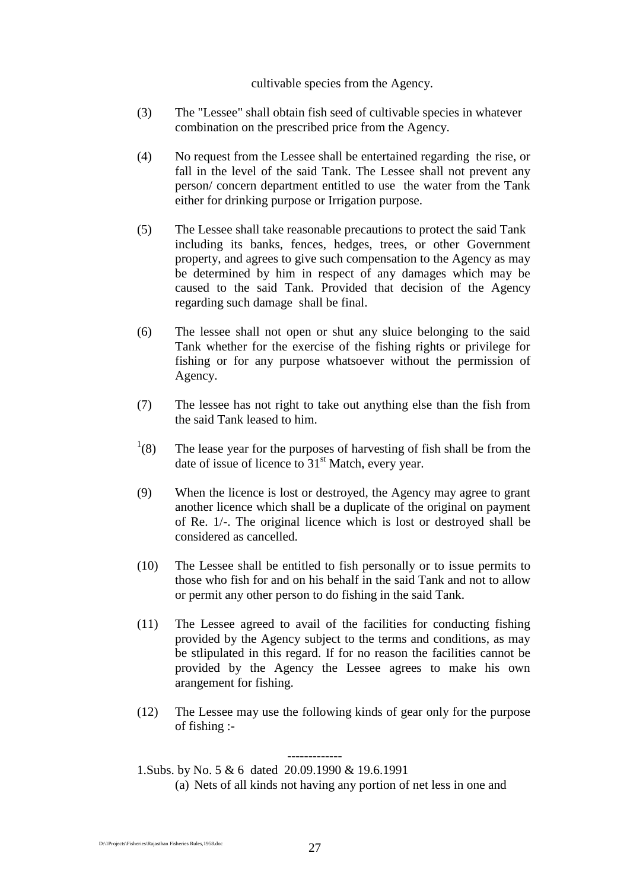cultivable species from the Agency.

(3) The "Lessee" shall obtain fish seed of cultivable species in whatever combination on the prescribed price from the Agency.

(4) No request from the Lessee shall be entertained regarding the rise, or fall in the level of the said Tank. The Lessee shall not prevent any person/ concern department entitled to use the water from the Tank either for drinking purpose or Irrigation purpose.

(5) The Lessee shall take reasonable precautions to protect the said Tank including its banks, fences, hedges, trees, or other Government property, and agrees to give such compensation to the Agency as may be determined by him in respect of any damages which may be caused to the said Tank. Provided that decision of the Agency regarding such damage shall be final.

(6) The lessee shall not open or shut any sluice belonging to the said Tank whether for the exercise of the fishing rights or privilege for fishing or for any purpose whatsoever without the permission of Agency.

(7) The lessee has not right to take out anything else than the fish from the said Tank leased to him.

[1](8) The lease year for the purposes of harvesting of fish shall be from the date of issue of licence to 31st Match, every year.

(9) When the licence is lost or destroyed, the Agency may agree to grant another licence which shall be a duplicate of the original on payment of Re. 1/-. The original licence which is lost or destroyed shall be considered as cancelled.

(10) The Lessee shall be entitled to fish personally or to issue permits to those who fish for and on his behalf in the said Tank and not to allow or permit any other person to do fishing in the said Tank.

(11) The Lessee agreed to avail of the facilities for conducting fishing provided by the Agency subject to the terms and conditions, as may be stlipulated in this regard. If for no reason the facilities cannot be provided by the Agency the Lessee agrees to make his own arangement for fishing.

(12) The Lessee may use the following kinds of gear only for the purpose of fishing :-

-------------

1.Subs. by No. 5 & 6 dated 20.09.1990 & 19.6.1991

(a) Nets of all kinds not having any portion of net less in one and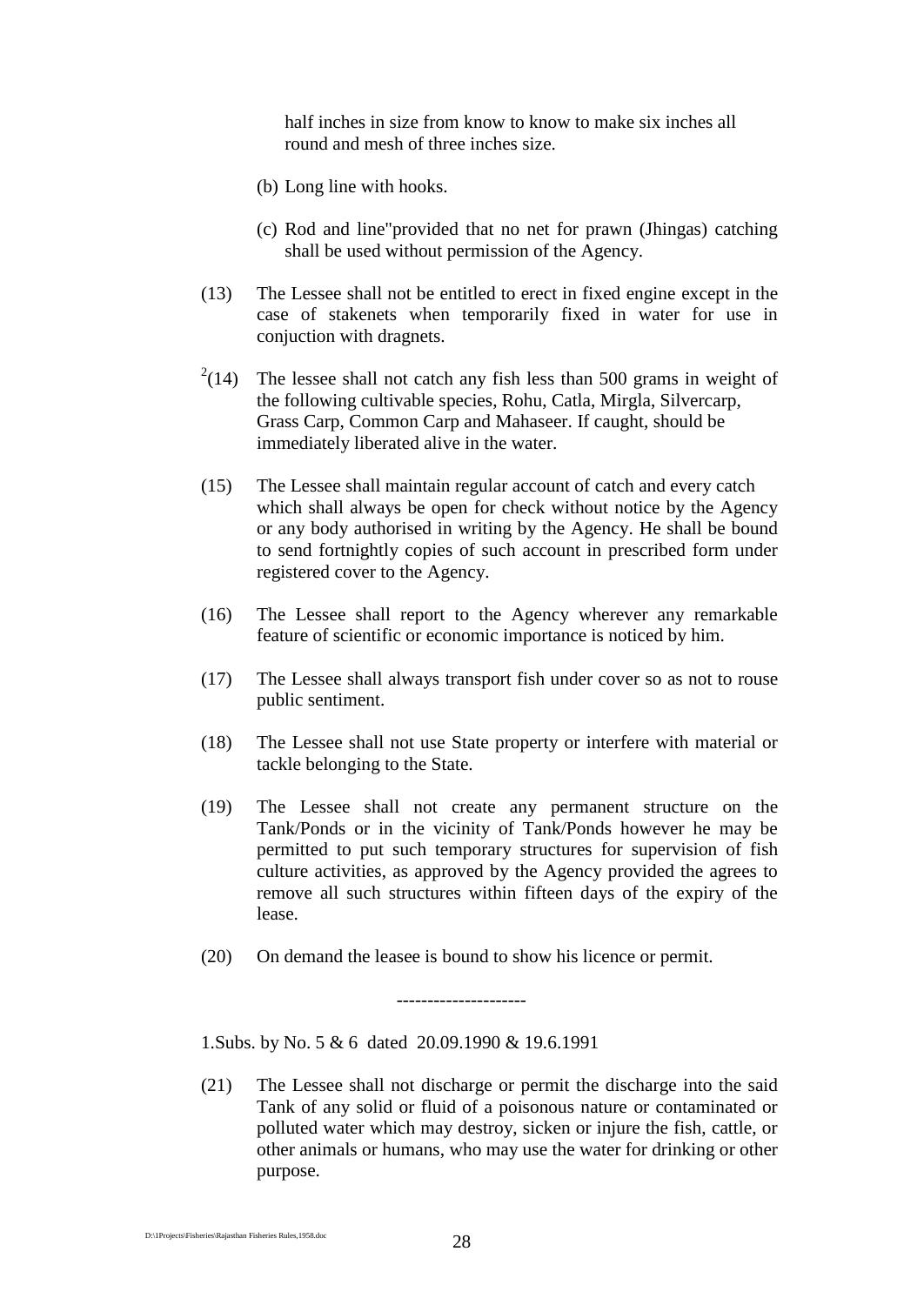half inches in size from know to know to make six inches all round and mesh of three inches size.

(b) Long line with hooks.

(c) Rod and line"provided that no net for prawn (Jhingas) catching shall be used without permission of the Agency.

(13) The Lessee shall not be entitled to erect in fixed engine except in the case of stakenets when temporarily fixed in water for use in conjuction with dragnets.

[2](14) The lessee shall not catch any fish less than 500 grams in weight of the following cultivable species, Rohu, Catla, Mirgla, Silvercarp, Grass Carp, Common Carp and Mahaseer. If caught, should be immediately liberated alive in the water.

(15) The Lessee shall maintain regular account of catch and every catch which shall always be open for check without notice by the Agency or any body authorised in writing by the Agency. He shall be bound to send fortnightly copies of such account in prescribed form under registered cover to the Agency.

(16) The Lessee shall report to the Agency wherever any remarkable feature of scientific or economic importance is noticed by him.

(17) The Lessee shall always transport fish under cover so as not to rouse public sentiment.

(18) The Lessee shall not use State property or interfere with material or tackle belonging to the State.

(19) The Lessee shall not create any permanent structure on the Tank/Ponds or in the vicinity of Tank/Ponds however he may be permitted to put such temporary structures for supervision of fish culture activities, as approved by the Agency provided the agrees to remove all such structures within fifteen days of the expiry of the lease.

(20) On demand the leasee is bound to show his licence or permit.

---------------------

1.Subs. by No. 5 & 6 dated 20.09.1990 & 19.6.1991

(21) The Lessee shall not discharge or permit the discharge into the said Tank of any solid or fluid of a poisonous nature or contaminated or polluted water which may destroy, sicken or injure the fish, cattle, or other animals or humans, who may use the water for drinking or other purpose.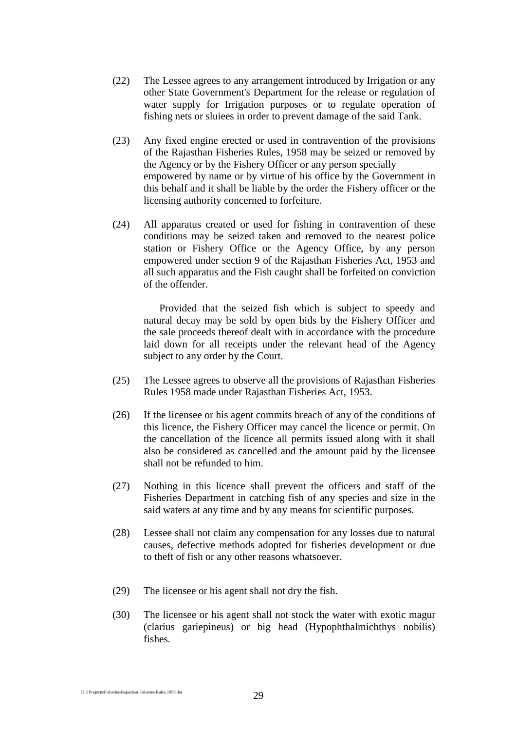(22) The Lessee agrees to any arrangement introduced by Irrigation or any other State Government's Department for the release or regulation of water supply for Irrigation purposes or to regulate operation of fishing nets or sluiees in order to prevent damage of the said Tank.

(23) Any fixed engine erected or used in contravention of the provisions of the Rajasthan Fisheries Rules, 1958 may be seized or removed by the Agency or by the Fishery Officer or any person specially empowered by name or by virtue of his office by the Government in this behalf and it shall be liable by the order the Fishery officer or the licensing authority concerned to forfeiture.

(24) All apparatus created or used for fishing in contravention of these conditions may be seized taken and removed to the nearest police station or Fishery Office or the Agency Office, by any person empowered under section 9 of the Rajasthan Fisheries Act, 1953 and all such apparatus and the Fish caught shall be forfeited on conviction of the offender.

Provided that the seized fish which is subject to speedy and natural decay may be sold by open bids by the Fishery Officer and the sale proceeds thereof dealt with in accordance with the procedure laid down for all receipts under the relevant head of the Agency subject to any order by the Court.

(25) The Lessee agrees to observe all the provisions of Rajasthan Fisheries Rules 1958 made under Rajasthan Fisheries Act, 1953.

(26) If the licensee or his agent commits breach of any of the conditions of this licence, the Fishery Officer may cancel the licence or permit. On the cancellation of the licence all permits issued along with it shall also be considered as cancelled and the amount paid by the licensee shall not be refunded to him.

(27) Nothing in this licence shall prevent the officers and staff of the Fisheries Department in catching fish of any species and size in the said waters at any time and by any means for scientific purposes.

(28) Lessee shall not claim any compensation for any losses due to natural causes, defective methods adopted for fisheries development or due to theft of fish or any other reasons whatsoever.

(29) The licensee or his agent shall not dry the fish.

(30) The licensee or his agent shall not stock the water with exotic magur (clarius gariepineus) or big head (Hypophthalmichthys nobilis) fishes.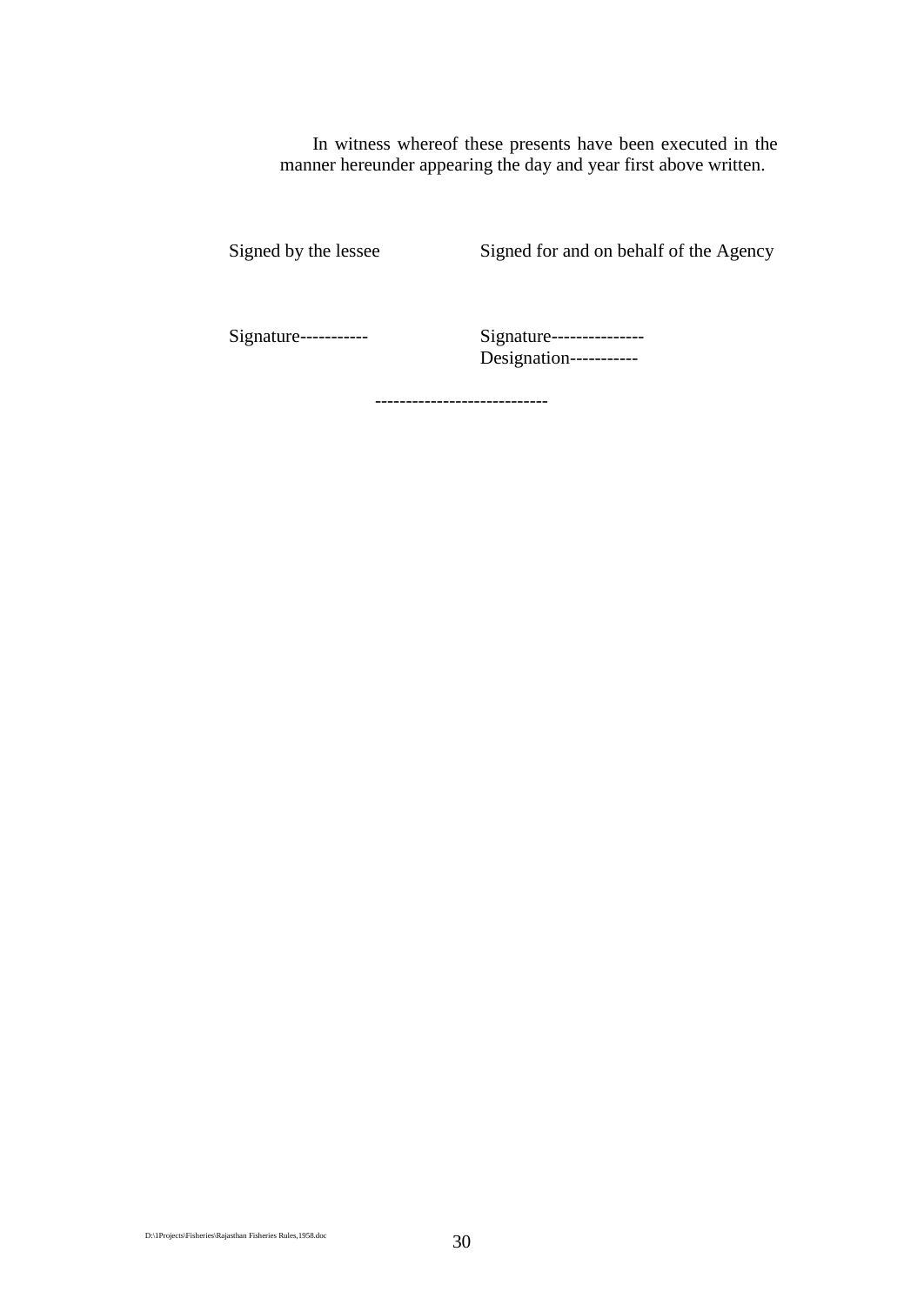In witness whereof these presents have been executed in the manner hereunder appearing the day and year first above written.

| Signed by the lessee | Signed for and on behalf of the Agency |
|---|---|
| Signature----------- | Signature--------------- |
| | Designation----------- |

----------------------------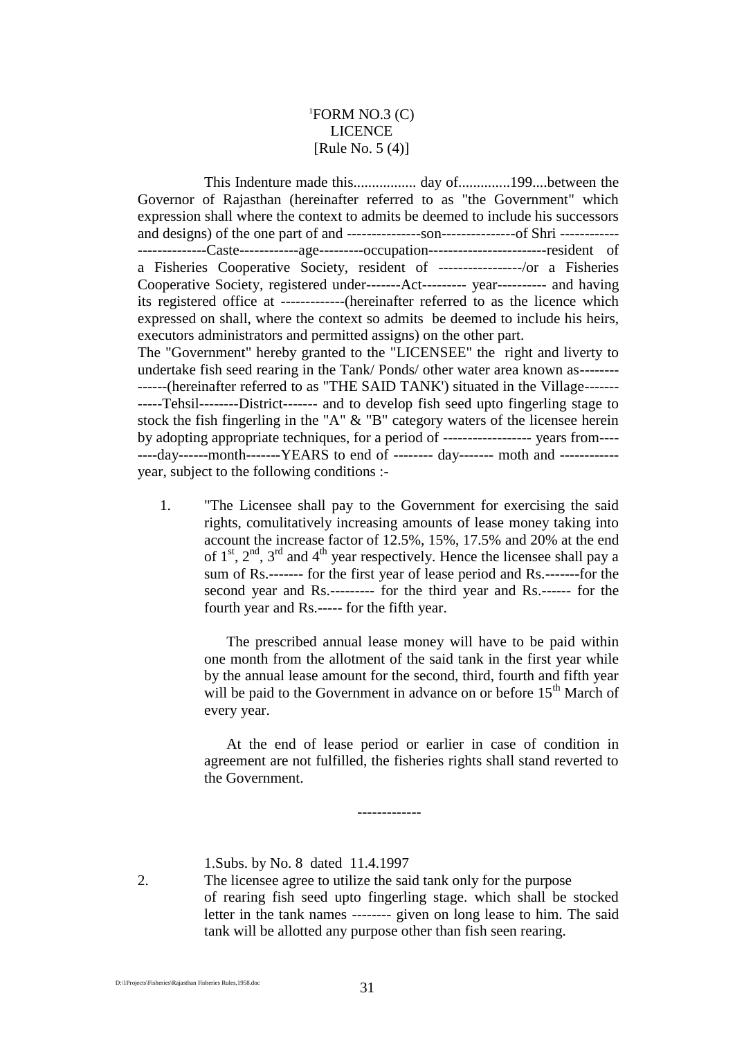[1]FORM NO.3 (C)
LICENCE
[Rule No. 5 (4)]

This Indenture made this................. day of..............199....between the Governor of Rajasthan (hereinafter referred to as "the Government" which expression shall where the context to admits be deemed to include his successors and designs) of the one part of and ---------------son---------------of Shri ------------ --------------Caste------------age---------occupation------------------------resident of a Fisheries Cooperative Society, resident of -----------------/or a Fisheries Cooperative Society, registered under-------Act--------- year---------- and having its registered office at -------------(hereinafter referred to as the licence which expressed on shall, where the context so admits be deemed to include his heirs, executors administrators and permitted assigns) on the other part.

The "Government" hereby granted to the "LICENSEE" the right and liverty to undertake fish seed rearing in the Tank/ Ponds/ other water area known as-------- ------(hereinafter referred to as "THE SAID TANK') situated in the Village------- -----Tehsil--------District------- and to develop fish seed upto fingerling stage to stock the fish fingerling in the "A" & "B" category waters of the licensee herein by adopting appropriate techniques, for a period of ------------------ years from---- ----day------month-------YEARS to end of -------- day------- moth and ------------ year, subject to the following conditions :-

1. "The Licensee shall pay to the Government for exercising the said rights, comulitatively increasing amounts of lease money taking into account the increase factor of 12.5%, 15%, 17.5% and 20% at the end of 1st, 2nd, 3rd and 4th year respectively. Hence the licensee shall pay a sum of Rs.------- for the first year of lease period and Rs.-------for the second year and Rs.--------- for the third year and Rs.------ for the fourth year and Rs.----- for the fifth year.

   The prescribed annual lease money will have to be paid within one month from the allotment of the said tank in the first year while by the annual lease amount for the second, third, fourth and fifth year will be paid to the Government in advance on or before 15th March of every year.

   At the end of lease period or earlier in case of condition in agreement are not fulfilled, the fisheries rights shall stand reverted to the Government.

-------------

1.Subs. by No. 8 dated 11.4.1997

2. The licensee agree to utilize the said tank only for the purpose of rearing fish seed upto fingerling stage. which shall be stocked letter in the tank names -------- given on long lease to him. The said tank will be allotted any purpose other than fish seen rearing.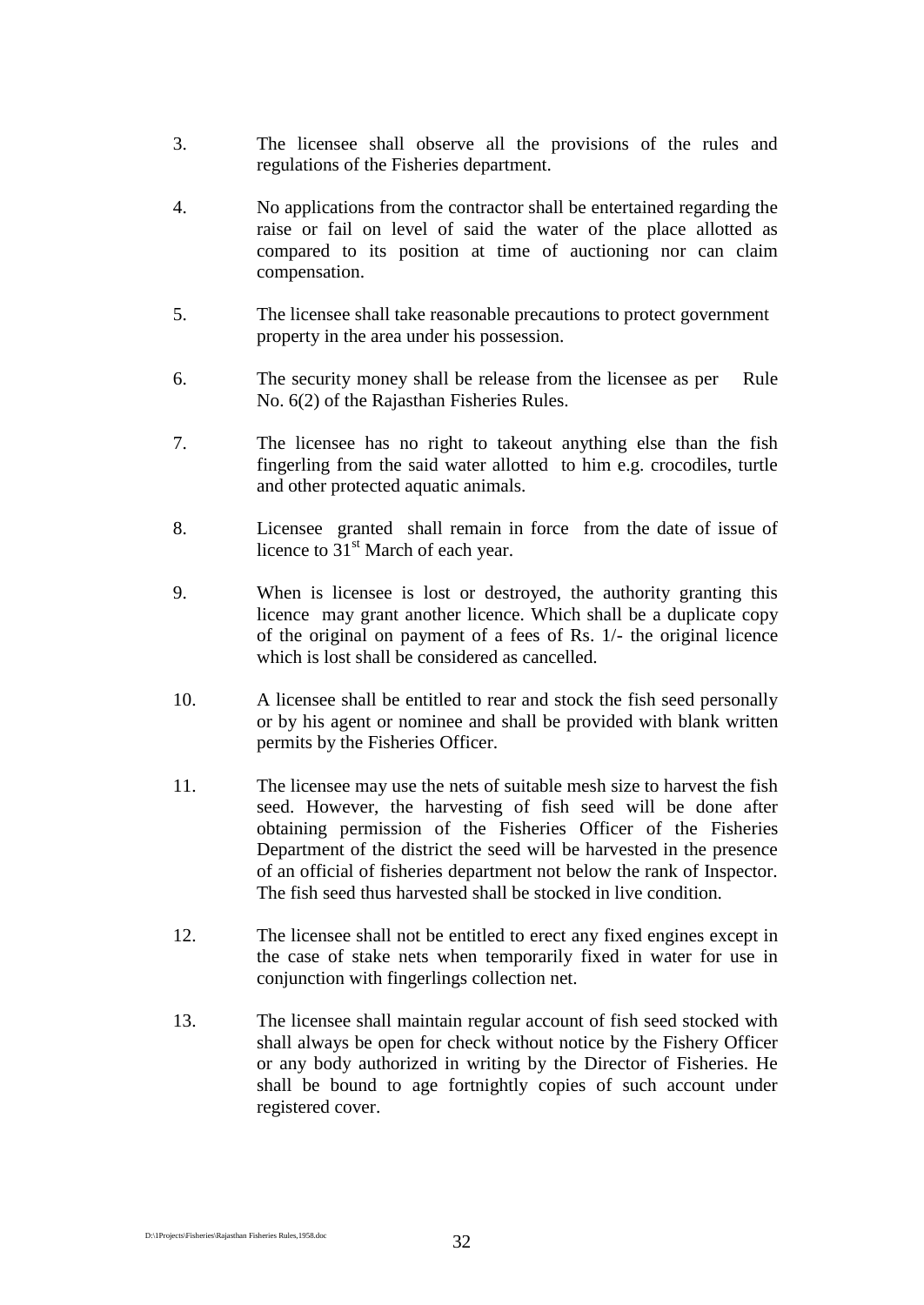3. The licensee shall observe all the provisions of the rules and regulations of the Fisheries department.

4. No applications from the contractor shall be entertained regarding the raise or fail on level of said the water of the place allotted as compared to its position at time of auctioning nor can claim compensation.

5. The licensee shall take reasonable precautions to protect government property in the area under his possession.

6. The security money shall be release from the licensee as per Rule No. 6(2) of the Rajasthan Fisheries Rules.

7. The licensee has no right to takeout anything else than the fish fingerling from the said water allotted to him e.g. crocodiles, turtle and other protected aquatic animals.

8. Licensee granted shall remain in force from the date of issue of licence to 31st March of each year.

9. When is licensee is lost or destroyed, the authority granting this licence may grant another licence. Which shall be a duplicate copy of the original on payment of a fees of Rs. 1/- the original licence which is lost shall be considered as cancelled.

10. A licensee shall be entitled to rear and stock the fish seed personally or by his agent or nominee and shall be provided with blank written permits by the Fisheries Officer.

11. The licensee may use the nets of suitable mesh size to harvest the fish seed. However, the harvesting of fish seed will be done after obtaining permission of the Fisheries Officer of the Fisheries Department of the district the seed will be harvested in the presence of an official of fisheries department not below the rank of Inspector. The fish seed thus harvested shall be stocked in live condition.

12. The licensee shall not be entitled to erect any fixed engines except in the case of stake nets when temporarily fixed in water for use in conjunction with fingerlings collection net.

13. The licensee shall maintain regular account of fish seed stocked with shall always be open for check without notice by the Fishery Officer or any body authorized in writing by the Director of Fisheries. He shall be bound to age fortnightly copies of such account under registered cover.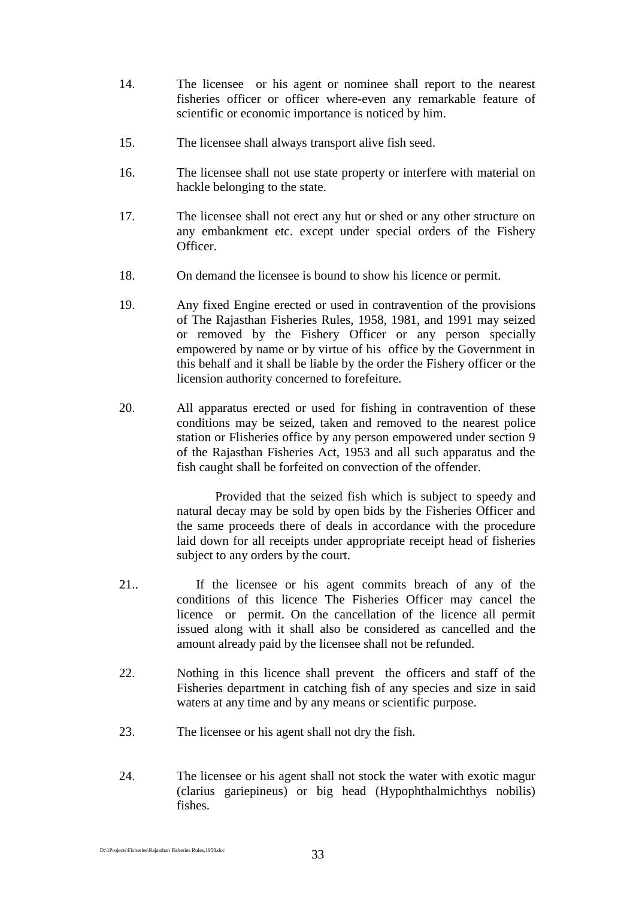14. The licensee or his agent or nominee shall report to the nearest fisheries officer or officer where-even any remarkable feature of scientific or economic importance is noticed by him.

15. The licensee shall always transport alive fish seed.

16. The licensee shall not use state property or interfere with material on hackle belonging to the state.

17. The licensee shall not erect any hut or shed or any other structure on any embankment etc. except under special orders of the Fishery Officer.

18. On demand the licensee is bound to show his licence or permit.

19. Any fixed Engine erected or used in contravention of the provisions of The Rajasthan Fisheries Rules, 1958, 1981, and 1991 may seized or removed by the Fishery Officer or any person specially empowered by name or by virtue of his office by the Government in this behalf and it shall be liable by the order the Fishery officer or the licension authority concerned to forefeiture.

20. All apparatus erected or used for fishing in contravention of these conditions may be seized, taken and removed to the nearest police station or Flisheries office by any person empowered under section 9 of the Rajasthan Fisheries Act, 1953 and all such apparatus and the fish caught shall be forfeited on convection of the offender.

    Provided that the seized fish which is subject to speedy and natural decay may be sold by open bids by the Fisheries Officer and the same proceeds there of deals in accordance with the procedure laid down for all receipts under appropriate receipt head of fisheries subject to any orders by the court.

21.. If the licensee or his agent commits breach of any of the conditions of this licence The Fisheries Officer may cancel the licence or permit. On the cancellation of the licence all permit issued along with it shall also be considered as cancelled and the amount already paid by the licensee shall not be refunded.

22. Nothing in this licence shall prevent the officers and staff of the Fisheries department in catching fish of any species and size in said waters at any time and by any means or scientific purpose.

23. The licensee or his agent shall not dry the fish.

24. The licensee or his agent shall not stock the water with exotic magur (clarius gariepineus) or big head (Hypophthalmichthys nobilis) fishes.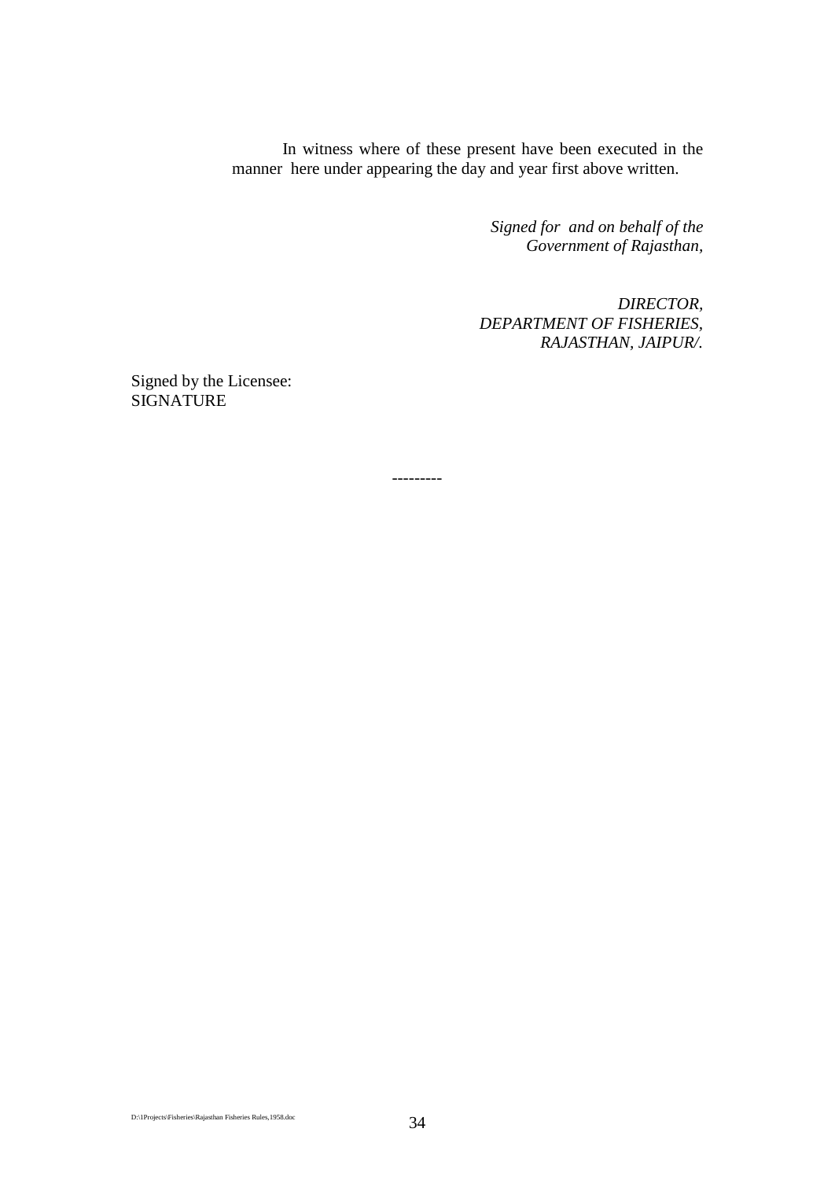In witness where of these present have been executed in the manner here under appearing the day and year first above written.

*Signed for and on behalf of the*
*Government of Rajasthan,*

*DIRECTOR,*
*DEPARTMENT OF FISHERIES,*
*RAJASTHAN, JAIPUR/.*

Signed by the Licensee:
SIGNATURE

---------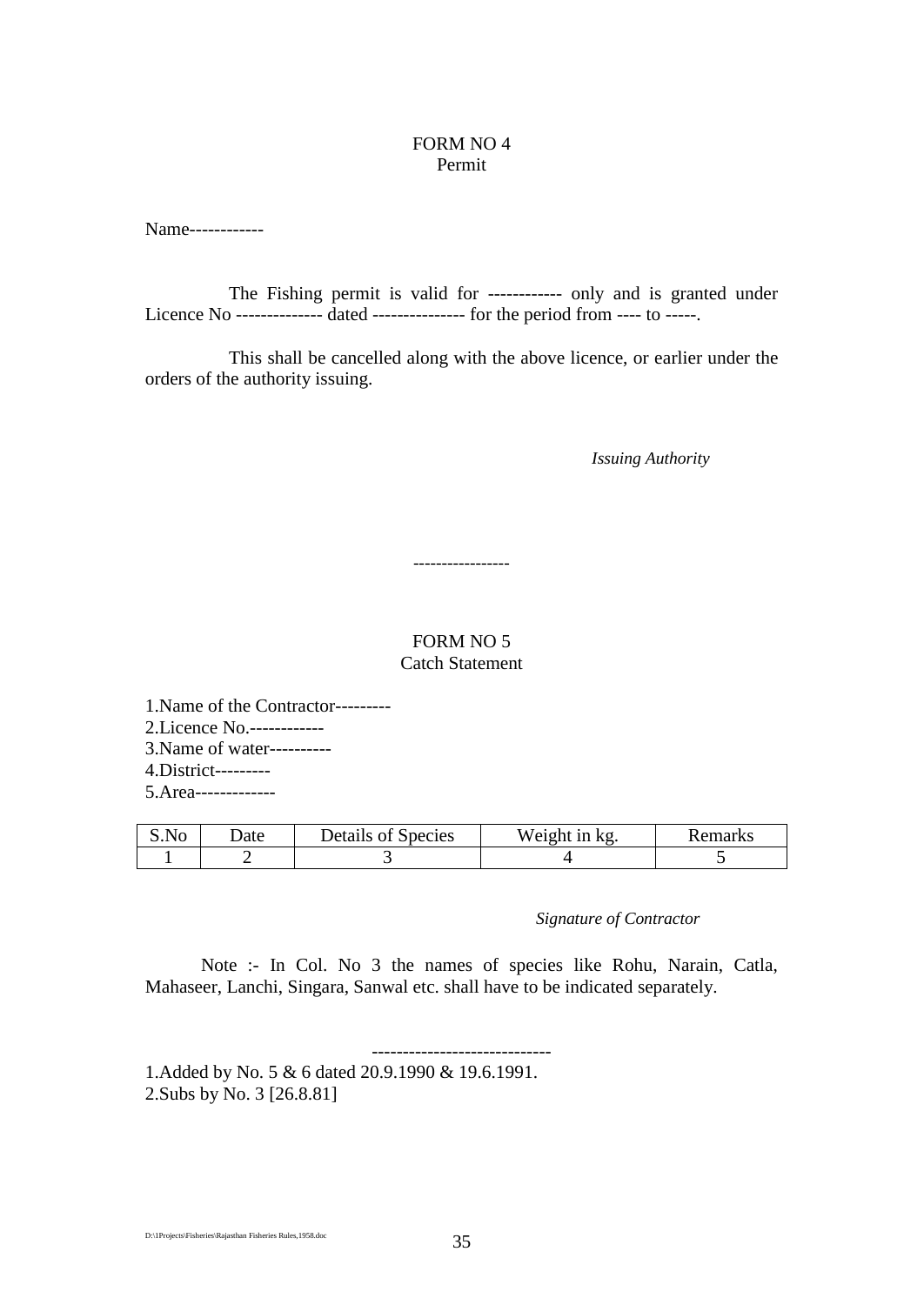FORM NO 4
Permit

Name-----------

The Fishing permit is valid for ----------- only and is granted under Licence No -------------- dated --------------- for the period from ---- to -----.

This shall be cancelled along with the above licence, or earlier under the orders of the authority issuing.

*Issuing Authority*

----------------

FORM NO 5
Catch Statement

1.Name of the Contractor---------
2.Licence No.------------
3.Name of water----------
4.District---------
5.Area-------------

| S.No | Date | Details of Species | Weight in kg. | Remarks |
|---|---|---|---|---|
| 1 | 2 | 3 | 4 | 5 |

*Signature of Contractor*

Note :- In Col. No 3 the names of species like Rohu, Narain, Catla, Mahaseer, Lanchi, Singara, Sanwal etc. shall have to be indicated separately.

----------------------------

1.Added by No. 5 & 6 dated 20.9.1990 & 19.6.1991.
2.Subs by No. 3 [26.8.81]